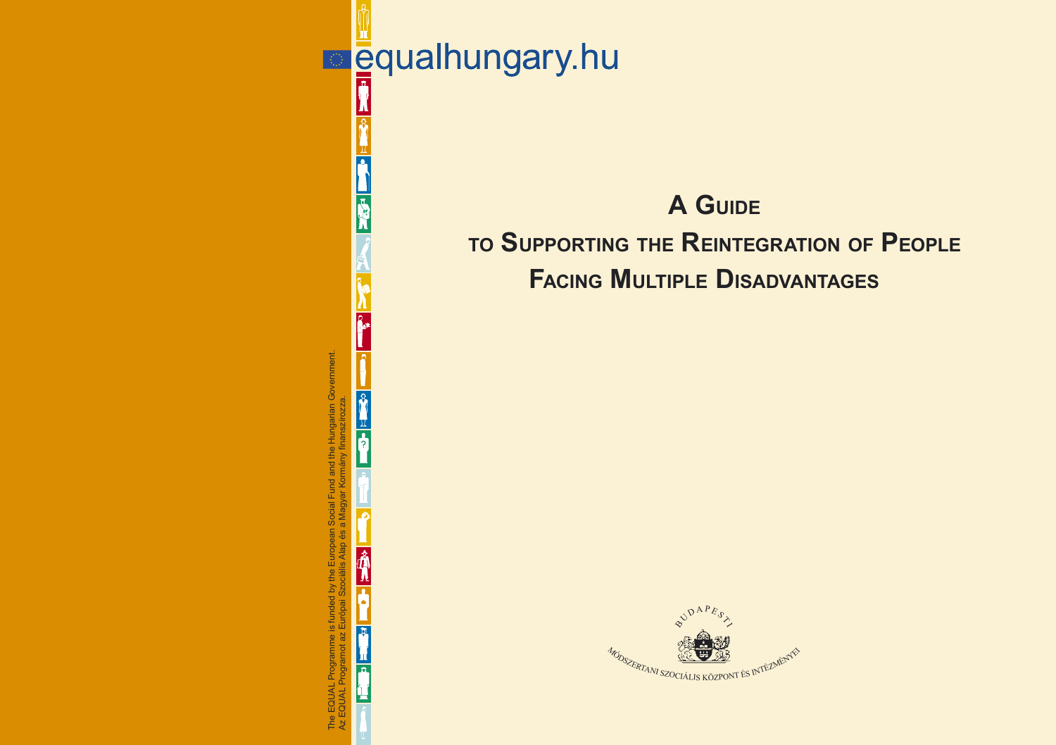equalhungary.hu

# A Guide to Supporting the Reintegration of People Facing Multiple Disadvantages

BUDAPESTI MÓDSZERTANI SZOCIÁLIS KÖZPONT ÉS INTÉZMÉNYEI

The EQUAL Programme is funded by the European Social Fund and the Hungarian Government.
Az EQUAL Programot az Európai Szociális Alap és a Magyar Kormány finanszírozza.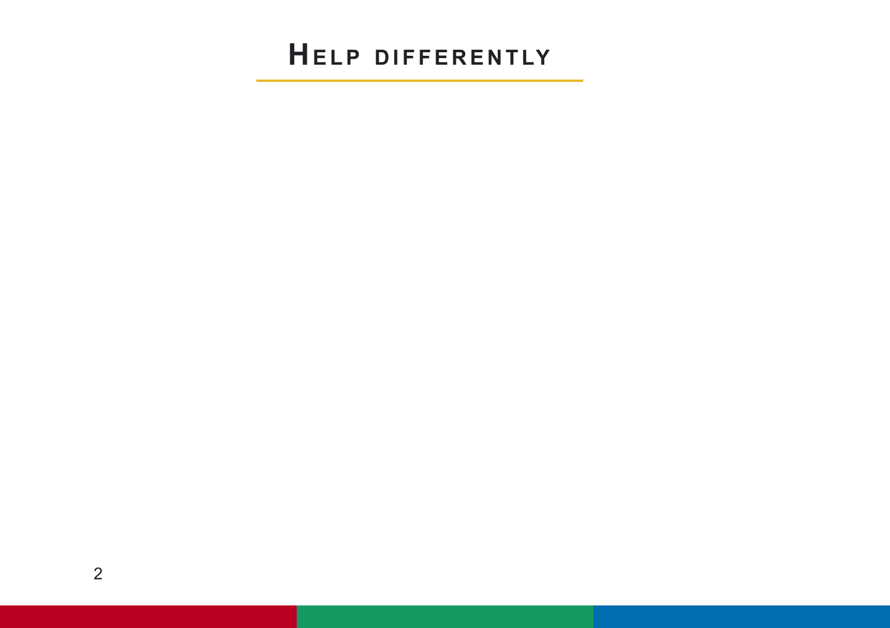# Help differently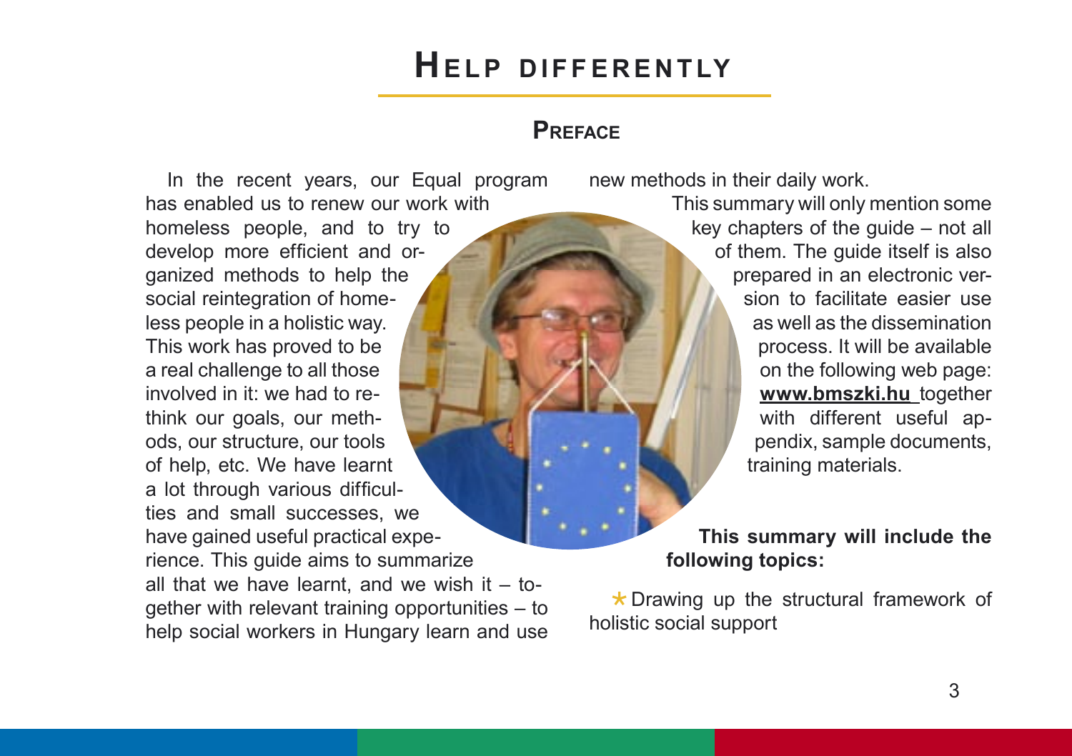# Help differently

## Preface

In the recent years, our Equal program has enabled us to renew our work with homeless people, and to try to develop more efficient and organized methods to help the social reintegration of homeless people in a holistic way. This work has proved to be a real challenge to all those involved in it: we had to rethink our goals, our methods, our structure, our tools of help, etc. We have learnt a lot through various difficulties and small successes, we have gained useful practical experience. This guide aims to summarize all that we have learnt, and we wish it – together with relevant training opportunities – to help social workers in Hungary learn and use new methods in their daily work.

This summary will only mention some key chapters of the guide – not all of them. The guide itself is also prepared in an electronic version to facilitate easier use as well as the dissemination process. It will be available on the following web page: **www.bmszki.hu** together with different useful appendix, sample documents, training materials.

**This summary will include the following topics:**

* Drawing up the structural framework of holistic social support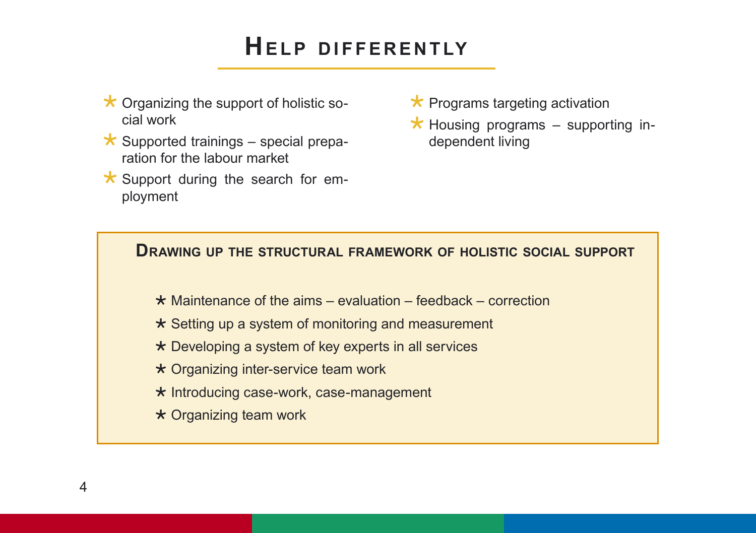# Help differently

- Organizing the support of holistic social work
- Supported trainings – special preparation for the labour market
- Support during the search for employment
- Programs targeting activation
- Housing programs – supporting independent living

## Drawing up the structural framework of holistic social support

- Maintenance of the aims – evaluation – feedback – correction
- Setting up a system of monitoring and measurement
- Developing a system of key experts in all services
- Organizing inter-service team work
- Introducing case-work, case-management
- Organizing team work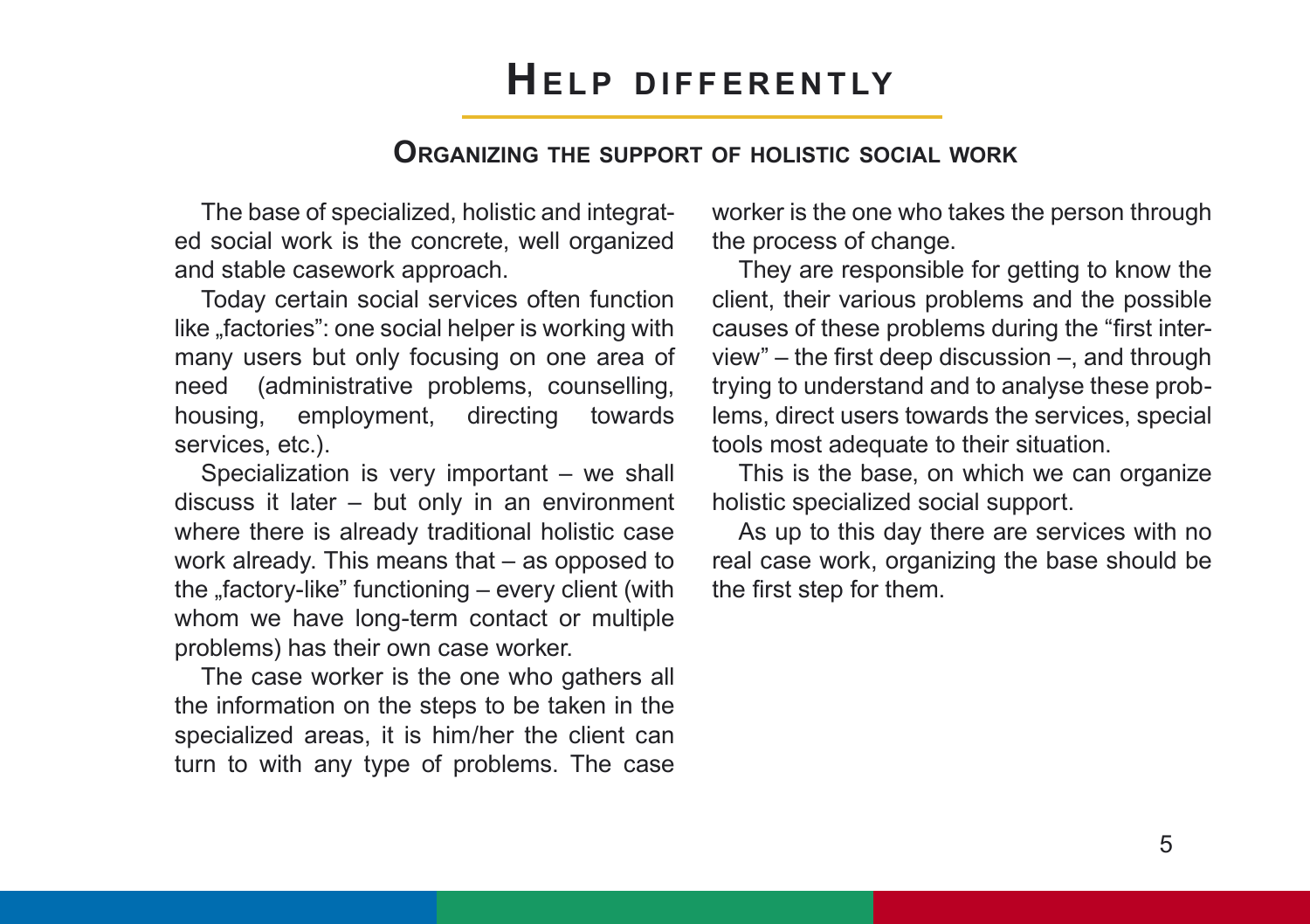# Help differently

## Organizing the support of holistic social work

The base of specialized, holistic and integrated social work is the concrete, well organized and stable casework approach.

Today certain social services often function like „factories": one social helper is working with many users but only focusing on one area of need (administrative problems, counselling, housing, employment, directing towards services, etc.).

Specialization is very important – we shall discuss it later – but only in an environment where there is already traditional holistic case work already. This means that – as opposed to the „factory-like" functioning – every client (with whom we have long-term contact or multiple problems) has their own case worker.

The case worker is the one who gathers all the information on the steps to be taken in the specialized areas, it is him/her the client can turn to with any type of problems. The case worker is the one who takes the person through the process of change.

They are responsible for getting to know the client, their various problems and the possible causes of these problems during the "first interview" – the first deep discussion –, and through trying to understand and to analyse these problems, direct users towards the services, special tools most adequate to their situation.

This is the base, on which we can organize holistic specialized social support.

As up to this day there are services with no real case work, organizing the base should be the first step for them.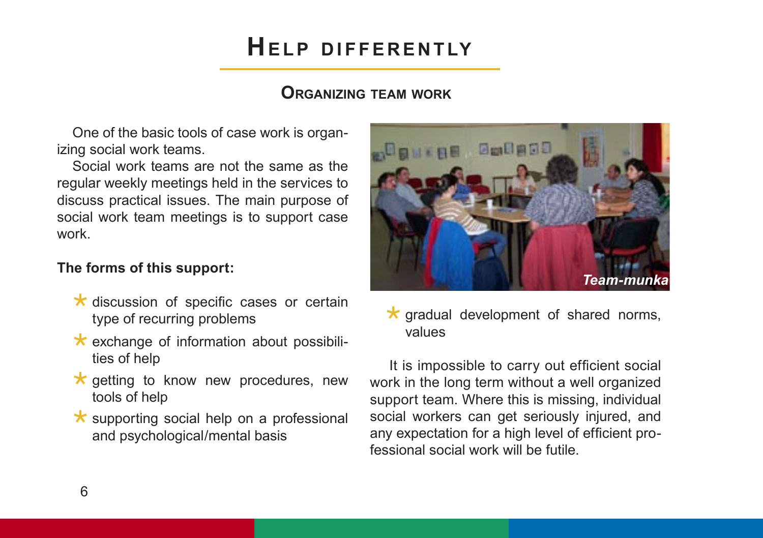# Help differently

## Organizing team work

One of the basic tools of case work is organizing social work teams.

Social work teams are not the same as the regular weekly meetings held in the services to discuss practical issues. The main purpose of social work team meetings is to support case work.

**The forms of this support:**

- discussion of specific cases or certain type of recurring problems
- exchange of information about possibilities of help
- getting to know new procedures, new tools of help
- supporting social help on a professional and psychological/mental basis
- gradual development of shared norms, values

*Team-munka*

It is impossible to carry out efficient social work in the long term without a well organized support team. Where this is missing, individual social workers can get seriously injured, and any expectation for a high level of efficient professional social work will be futile.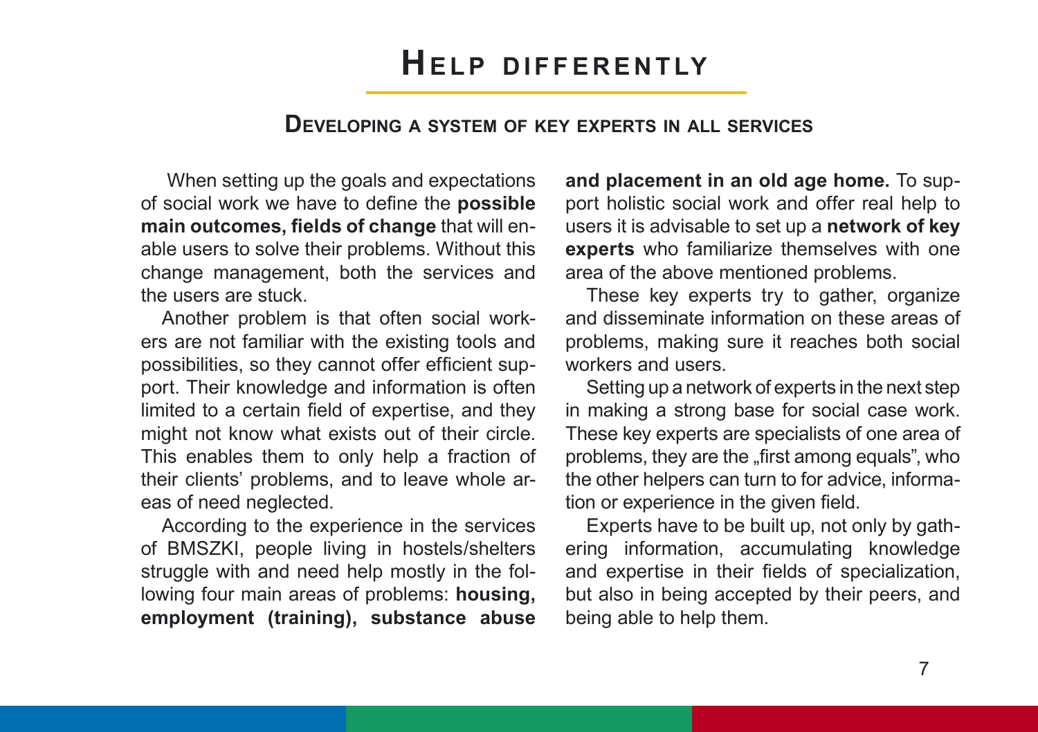# Help differently

## Developing a system of key experts in all services

When setting up the goals and expectations of social work we have to define the **possible main outcomes, fields of change** that will enable users to solve their problems. Without this change management, both the services and the users are stuck.

Another problem is that often social workers are not familiar with the existing tools and possibilities, so they cannot offer efficient support. Their knowledge and information is often limited to a certain field of expertise, and they might not know what exists out of their circle. This enables them to only help a fraction of their clients' problems, and to leave whole areas of need neglected.

According to the experience in the services of BMSZKI, people living in hostels/shelters struggle with and need help mostly in the following four main areas of problems: **housing, employment (training), substance abuse and placement in an old age home.** To support holistic social work and offer real help to users it is advisable to set up a **network of key experts** who familiarize themselves with one area of the above mentioned problems.

These key experts try to gather, organize and disseminate information on these areas of problems, making sure it reaches both social workers and users.

Setting up a network of experts in the next step in making a strong base for social case work. These key experts are specialists of one area of problems, they are the „first among equals", who the other helpers can turn to for advice, information or experience in the given field.

Experts have to be built up, not only by gathering information, accumulating knowledge and expertise in their fields of specialization, but also in being accepted by their peers, and being able to help them.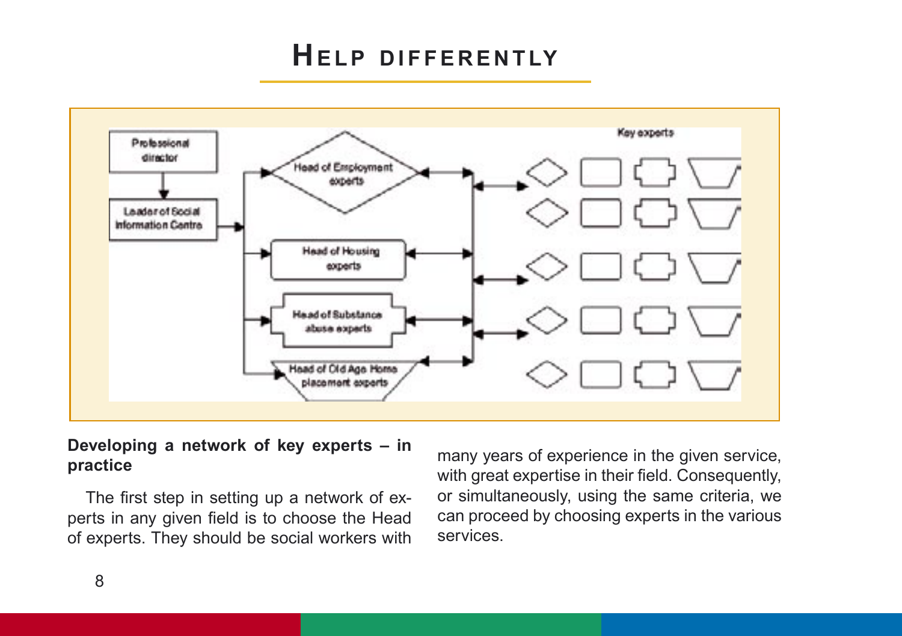Professional director

Leader of Social Information Centre

Head of Employment experts

Head of Housing experts

Head of Substance abuse experts

Head of Old Age Home placement experts

Key experts

**Developing a network of key experts – in practice**

The first step in setting up a network of experts in any given field is to choose the Head of experts. They should be social workers with many years of experience in the given service, with great expertise in their field. Consequently, or simultaneously, using the same criteria, we can proceed by choosing experts in the various services.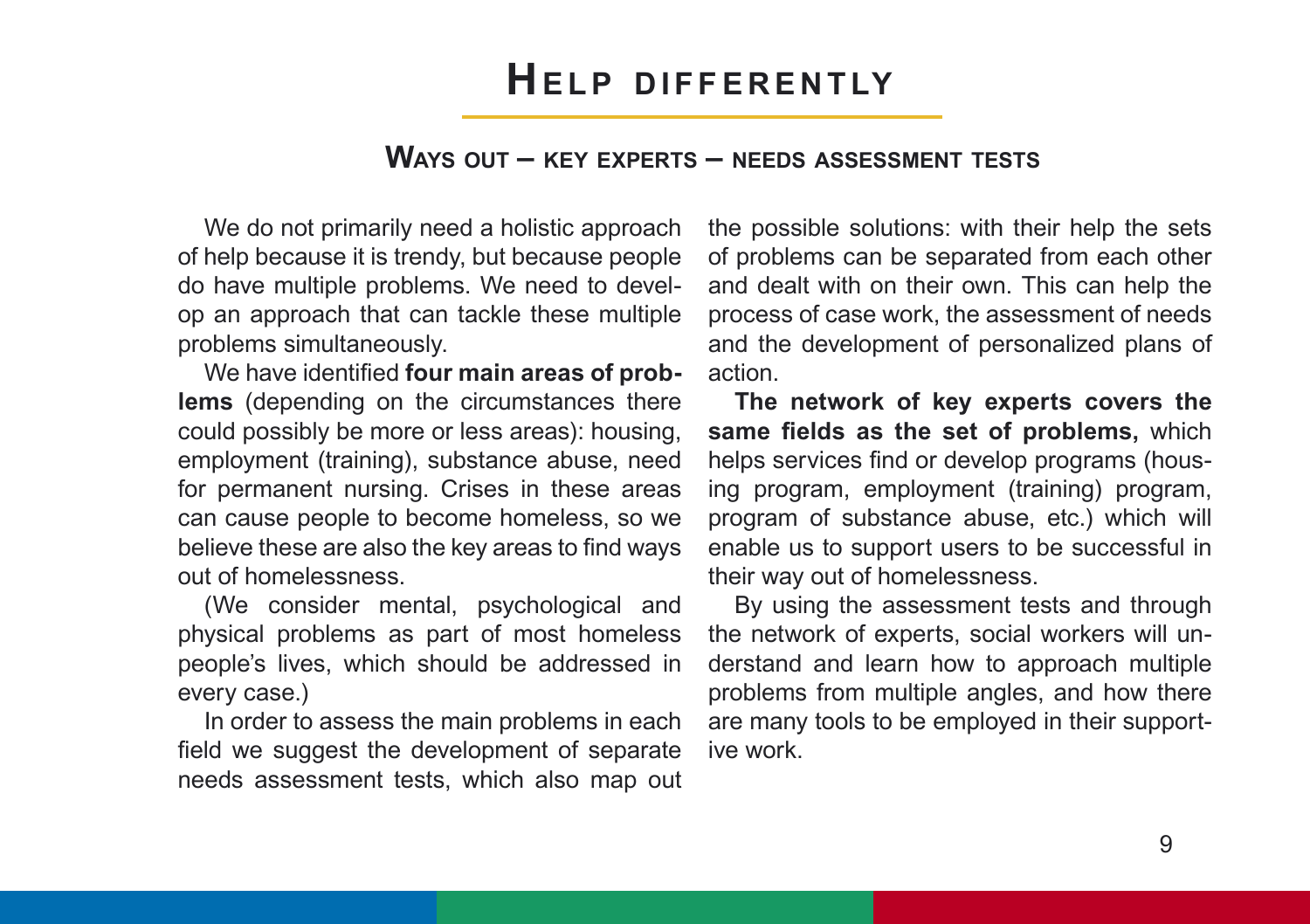# Help differently

## Ways out – key experts – needs assessment tests

We do not primarily need a holistic approach of help because it is trendy, but because people do have multiple problems. We need to develop an approach that can tackle these multiple problems simultaneously.

We have identified **four main areas of problems** (depending on the circumstances there could possibly be more or less areas): housing, employment (training), substance abuse, need for permanent nursing. Crises in these areas can cause people to become homeless, so we believe these are also the key areas to find ways out of homelessness.

(We consider mental, psychological and physical problems as part of most homeless people's lives, which should be addressed in every case.)

In order to assess the main problems in each field we suggest the development of separate needs assessment tests, which also map out the possible solutions: with their help the sets of problems can be separated from each other and dealt with on their own. This can help the process of case work, the assessment of needs and the development of personalized plans of action.

**The network of key experts covers the same fields as the set of problems,** which helps services find or develop programs (housing program, employment (training) program, program of substance abuse, etc.) which will enable us to support users to be successful in their way out of homelessness.

By using the assessment tests and through the network of experts, social workers will understand and learn how to approach multiple problems from multiple angles, and how there are many tools to be employed in their supportive work.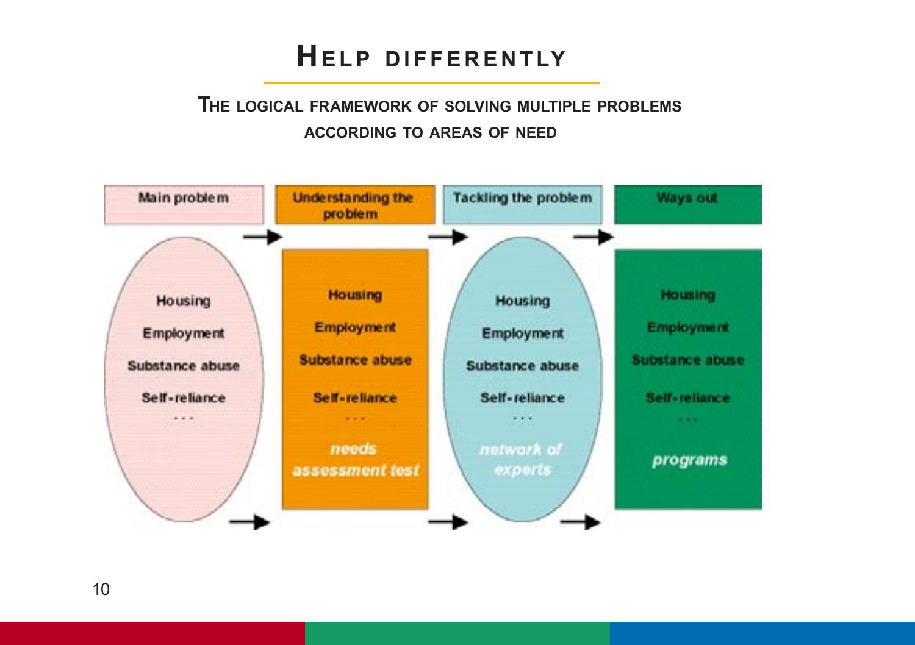# Help differently

## The logical framework of solving multiple problems according to areas of need

| Main problem | Understanding the problem | Tackling the problem | Ways out |
|---|---|---|---|
| Housing | Housing | Housing | Housing |
| Employment | Employment | Employment | Employment |
| Substance abuse | Substance abuse | Substance abuse | Substance abuse |
| Self-reliance | Self-reliance | Self-reliance | Self-reliance |
| ... | ... | ... | ... |
| | *needs assessment test* | *network of experts* | *programs* |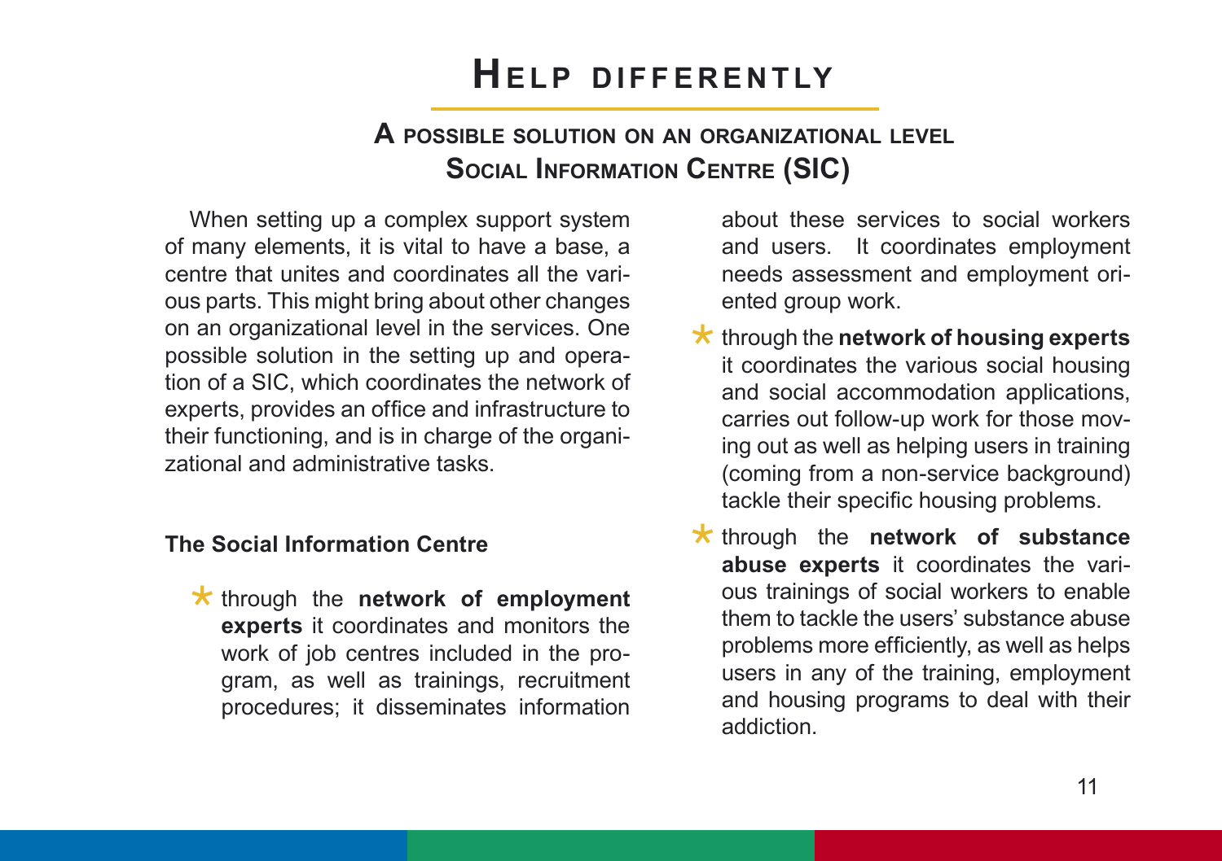# Help differently

## A possible solution on an organizational level
## Social Information Centre (SIC)

When setting up a complex support system of many elements, it is vital to have a base, a centre that unites and coordinates all the various parts. This might bring about other changes on an organizational level in the services. One possible solution in the setting up and operation of a SIC, which coordinates the network of experts, provides an office and infrastructure to their functioning, and is in charge of the organizational and administrative tasks.

### The Social Information Centre

- through the **network of employment experts** it coordinates and monitors the work of job centres included in the program, as well as trainings, recruitment procedures; it disseminates information about these services to social workers and users. It coordinates employment needs assessment and employment oriented group work.
- through the **network of housing experts** it coordinates the various social housing and social accommodation applications, carries out follow-up work for those moving out as well as helping users in training (coming from a non-service background) tackle their specific housing problems.
- through the **network of substance abuse experts** it coordinates the various trainings of social workers to enable them to tackle the users' substance abuse problems more efficiently, as well as helps users in any of the training, employment and housing programs to deal with their addiction.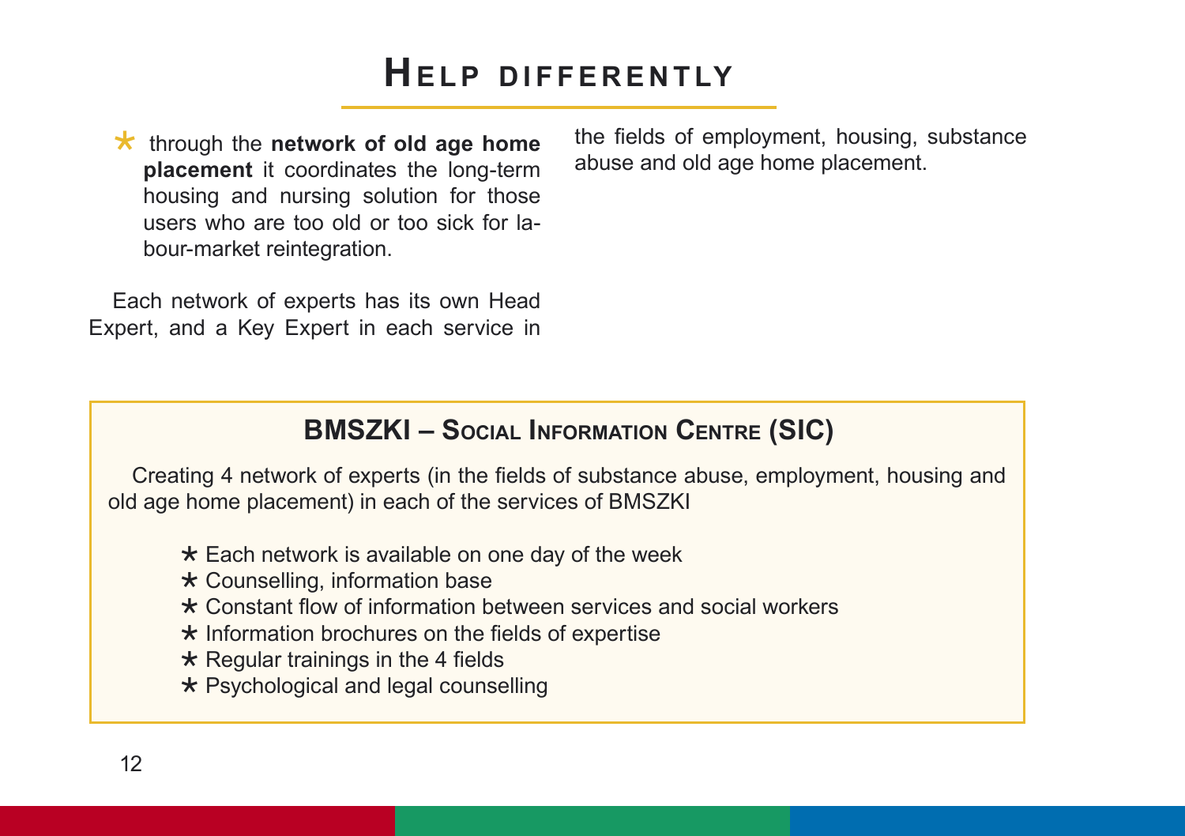# Help differently

* through the **network of old age home placement** it coordinates the long-term housing and nursing solution for those users who are too old or too sick for labour-market reintegration.

Each network of experts has its own Head Expert, and a Key Expert in each service in the fields of employment, housing, substance abuse and old age home placement.

## BMSZKI – Social Information Centre (SIC)

Creating 4 network of experts (in the fields of substance abuse, employment, housing and old age home placement) in each of the services of BMSZKI

* Each network is available on one day of the week
* Counselling, information base
* Constant flow of information between services and social workers
* Information brochures on the fields of expertise
* Regular trainings in the 4 fields
* Psychological and legal counselling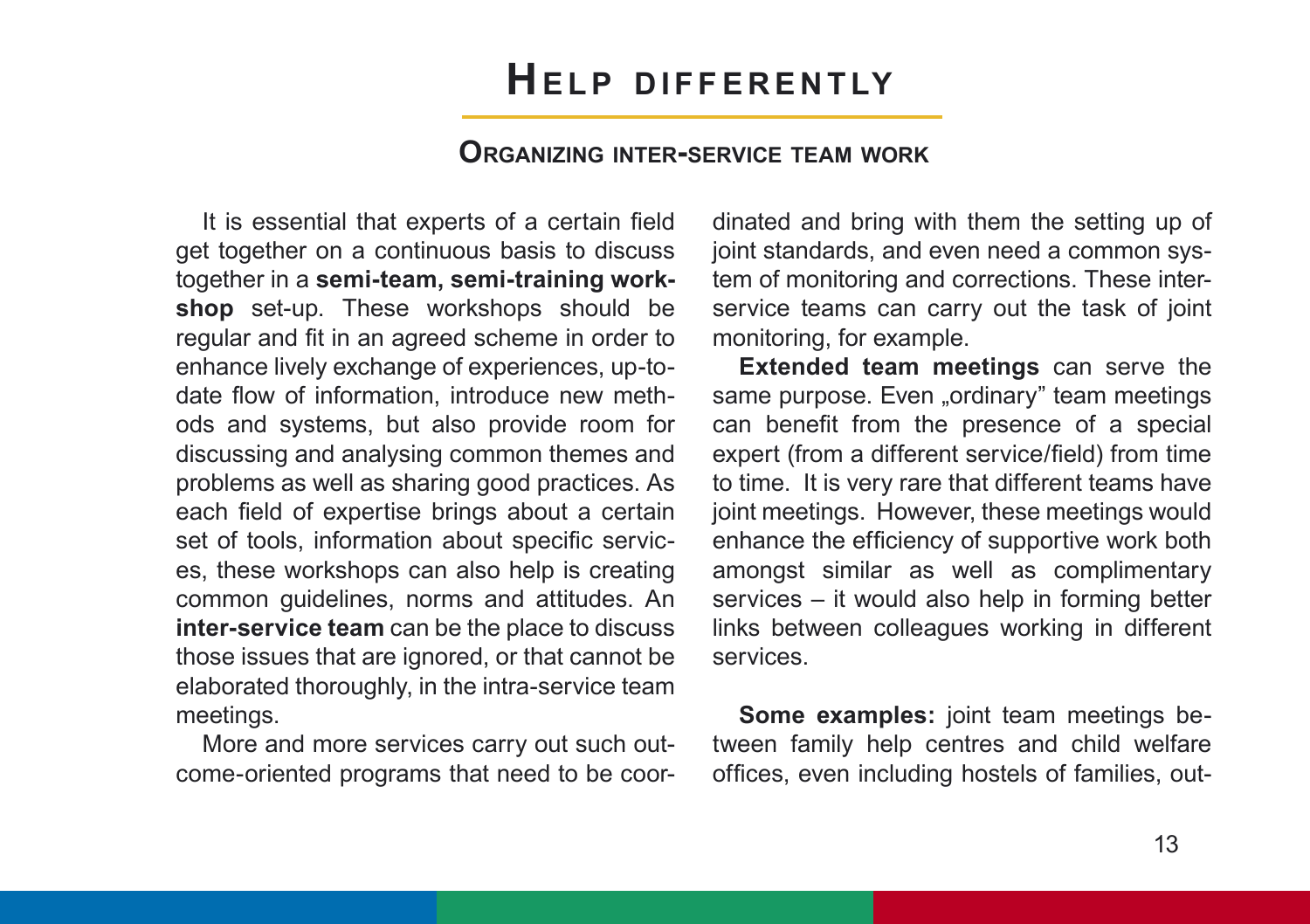# Help differently

## Organizing inter-service team work

It is essential that experts of a certain field get together on a continuous basis to discuss together in a **semi-team, semi-training workshop** set-up. These workshops should be regular and fit in an agreed scheme in order to enhance lively exchange of experiences, up-to-date flow of information, introduce new methods and systems, but also provide room for discussing and analysing common themes and problems as well as sharing good practices. As each field of expertise brings about a certain set of tools, information about specific services, these workshops can also help is creating common guidelines, norms and attitudes. An **inter-service team** can be the place to discuss those issues that are ignored, or that cannot be elaborated thoroughly, in the intra-service team meetings.

More and more services carry out such outcome-oriented programs that need to be coordinated and bring with them the setting up of joint standards, and even need a common system of monitoring and corrections. These inter-service teams can carry out the task of joint monitoring, for example.

**Extended team meetings** can serve the same purpose. Even „ordinary" team meetings can benefit from the presence of a special expert (from a different service/field) from time to time. It is very rare that different teams have joint meetings. However, these meetings would enhance the efficiency of supportive work both amongst similar as well as complimentary services – it would also help in forming better links between colleagues working in different services.

**Some examples:** joint team meetings between family help centres and child welfare offices, even including hostels of families, out-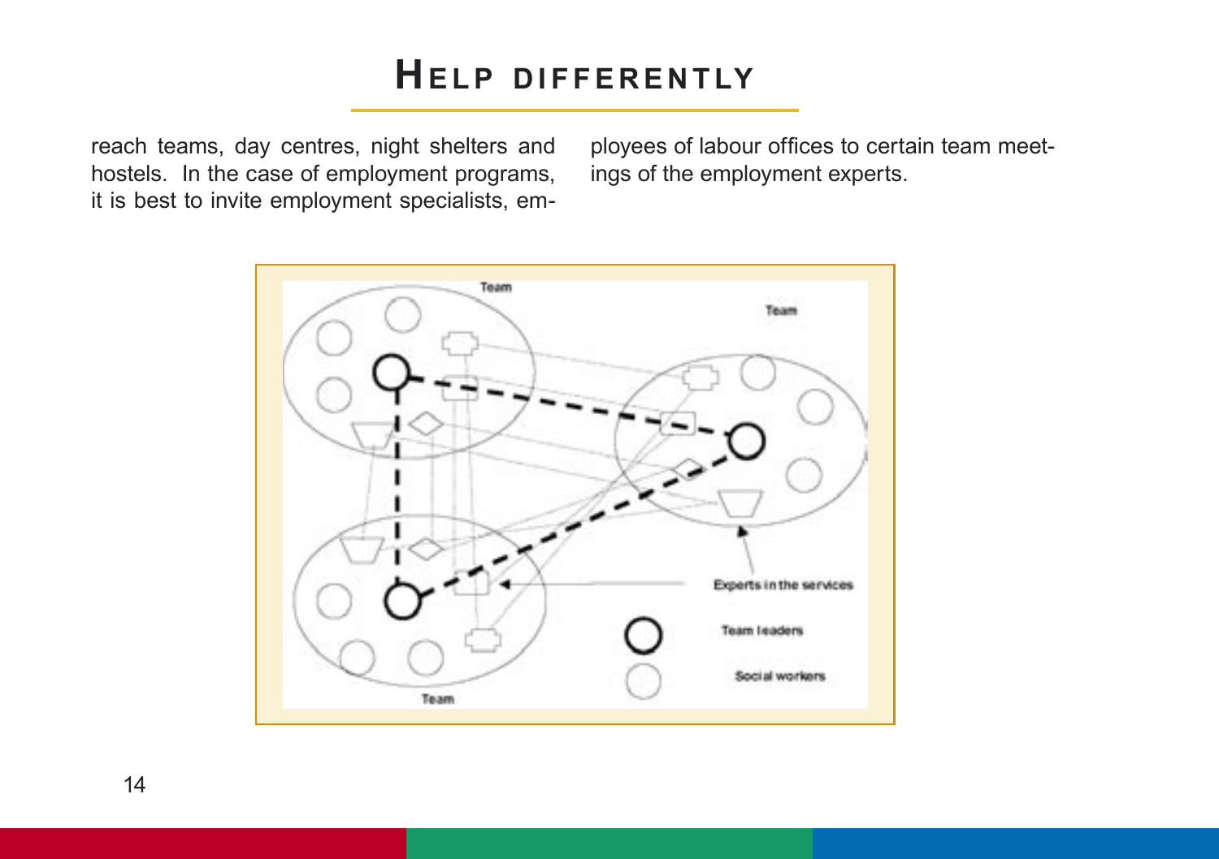reach teams, day centres, night shelters and hostels. In the case of employment programs, it is best to invite employment specialists, employees of labour offices to certain team meetings of the employment experts.

Team

Team

Team

Experts in the services

Team leaders

Social workers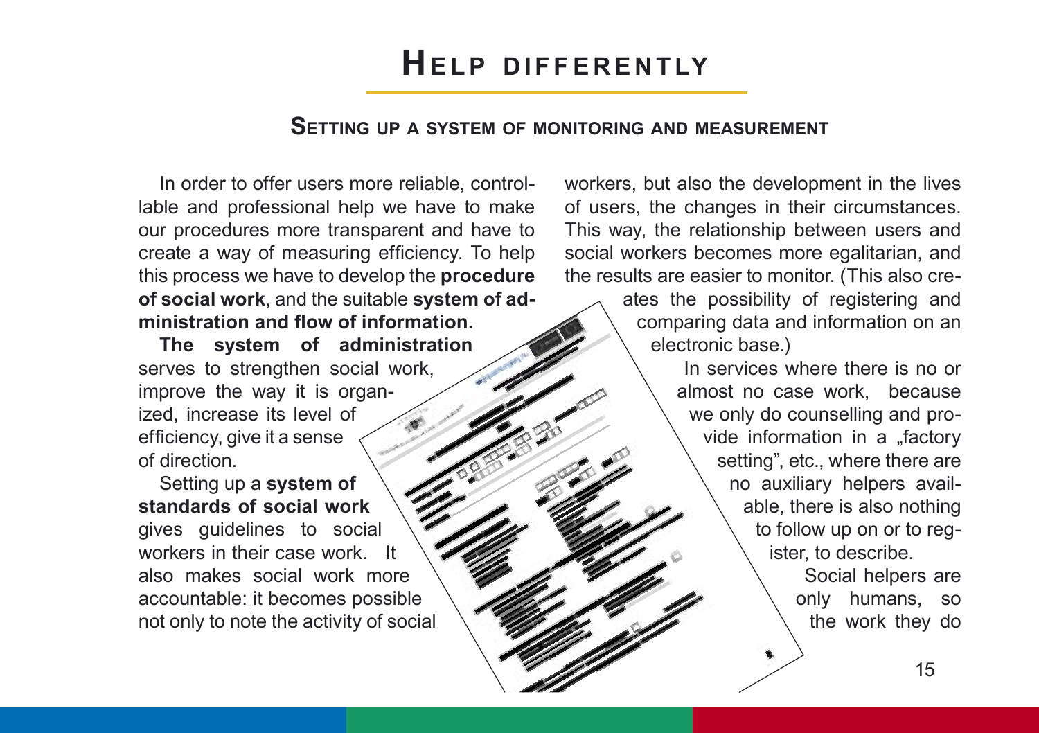# Help differently

## Setting up a system of monitoring and measurement

In order to offer users more reliable, controllable and professional help we have to make our procedures more transparent and have to create a way of measuring efficiency. To help this process we have to develop the **procedure of social work**, and the suitable **system of administration and flow of information.**

**The system of administration** serves to strengthen social work, improve the way it is organized, increase its level of efficiency, give it a sense of direction.

Setting up a **system of standards of social work** gives guidelines to social workers in their case work. It also makes social work more accountable: it becomes possible not only to note the activity of social workers, but also the development in the lives of users, the changes in their circumstances. This way, the relationship between users and social workers becomes more egalitarian, and the results are easier to monitor. (This also creates the possibility of registering and comparing data and information on an electronic base.)

In services where there is no or almost no case work, because we only do counselling and provide information in a „factory setting", etc., where there are no auxiliary helpers available, there is also nothing to follow up on or to register, to describe.

Social helpers are only humans, so the work they do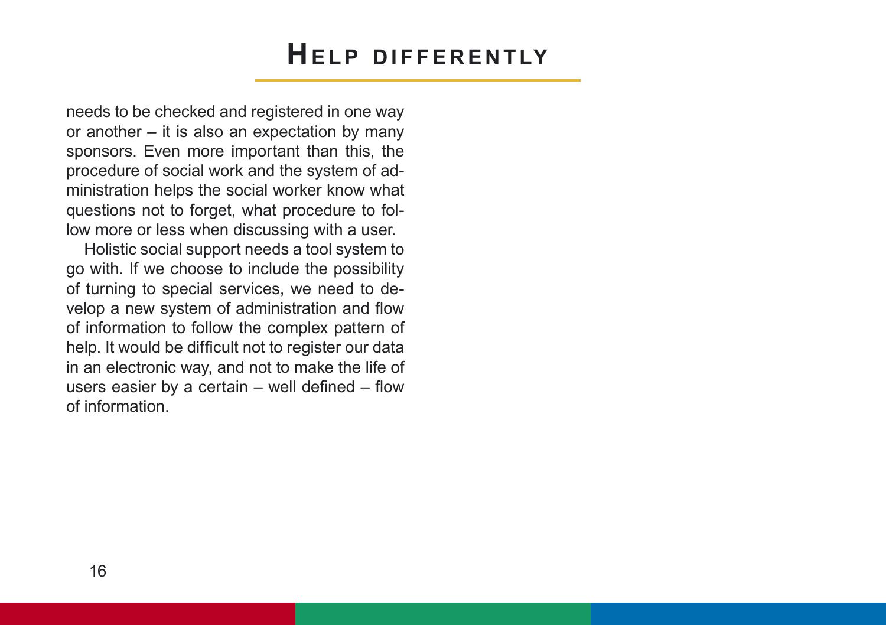needs to be checked and registered in one way or another – it is also an expectation by many sponsors. Even more important than this, the procedure of social work and the system of administration helps the social worker know what questions not to forget, what procedure to follow more or less when discussing with a user.

Holistic social support needs a tool system to go with. If we choose to include the possibility of turning to special services, we need to develop a new system of administration and flow of information to follow the complex pattern of help. It would be difficult not to register our data in an electronic way, and not to make the life of users easier by a certain – well defined – flow of information.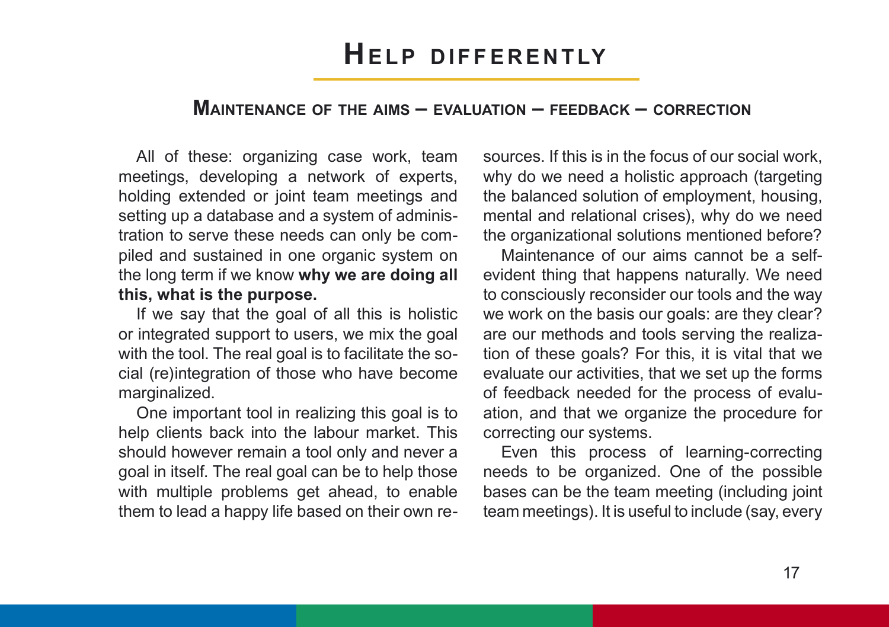# Help differently

## Maintenance of the aims – evaluation – feedback – correction

All of these: organizing case work, team meetings, developing a network of experts, holding extended or joint team meetings and setting up a database and a system of administration to serve these needs can only be compiled and sustained in one organic system on the long term if we know **why we are doing all this, what is the purpose.**

If we say that the goal of all this is holistic or integrated support to users, we mix the goal with the tool. The real goal is to facilitate the social (re)integration of those who have become marginalized.

One important tool in realizing this goal is to help clients back into the labour market. This should however remain a tool only and never a goal in itself. The real goal can be to help those with multiple problems get ahead, to enable them to lead a happy life based on their own resources. If this is in the focus of our social work, why do we need a holistic approach (targeting the balanced solution of employment, housing, mental and relational crises), why do we need the organizational solutions mentioned before?

Maintenance of our aims cannot be a self-evident thing that happens naturally. We need to consciously reconsider our tools and the way we work on the basis our goals: are they clear? are our methods and tools serving the realization of these goals? For this, it is vital that we evaluate our activities, that we set up the forms of feedback needed for the process of evaluation, and that we organize the procedure for correcting our systems.

Even this process of learning-correcting needs to be organized. One of the possible bases can be the team meeting (including joint team meetings). It is useful to include (say, every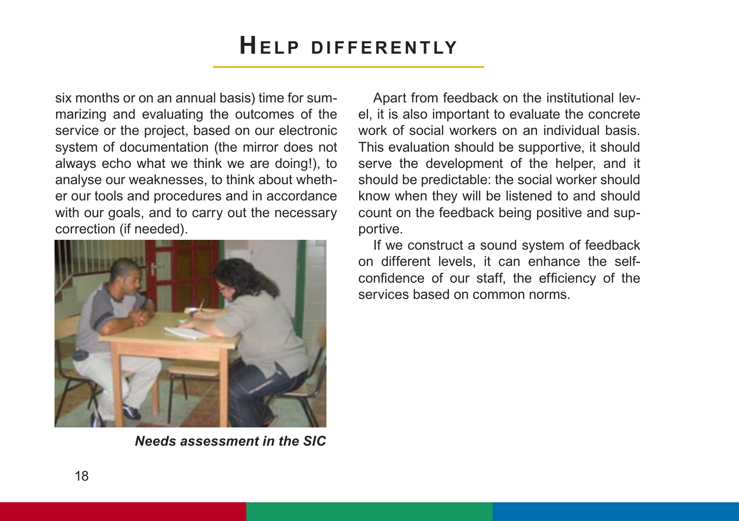six months or on an annual basis) time for summarizing and evaluating the outcomes of the service or the project, based on our electronic system of documentation (the mirror does not always echo what we think we are doing!), to analyse our weaknesses, to think about whether our tools and procedures and in accordance with our goals, and to carry out the necessary correction (if needed).

***Needs assessment in the SIC***

Apart from feedback on the institutional level, it is also important to evaluate the concrete work of social workers on an individual basis. This evaluation should be supportive, it should serve the development of the helper, and it should be predictable: the social worker should know when they will be listened to and should count on the feedback being positive and supportive.

If we construct a sound system of feedback on different levels, it can enhance the self-confidence of our staff, the efficiency of the services based on common norms.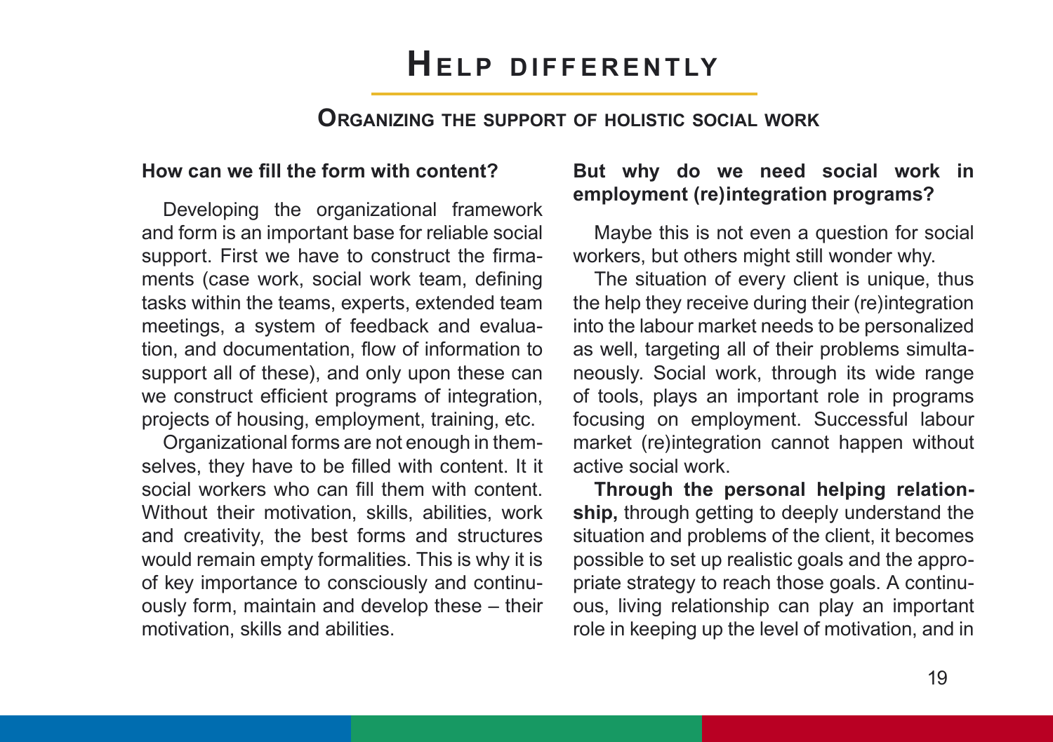# Help differently

## Organizing the support of holistic social work

### How can we fill the form with content?

Developing the organizational framework and form is an important base for reliable social support. First we have to construct the firmaments (case work, social work team, defining tasks within the teams, experts, extended team meetings, a system of feedback and evaluation, and documentation, flow of information to support all of these), and only upon these can we construct efficient programs of integration, projects of housing, employment, training, etc.

Organizational forms are not enough in themselves, they have to be filled with content. It it social workers who can fill them with content. Without their motivation, skills, abilities, work and creativity, the best forms and structures would remain empty formalities. This is why it is of key importance to consciously and continuously form, maintain and develop these – their motivation, skills and abilities.

### But why do we need social work in employment (re)integration programs?

Maybe this is not even a question for social workers, but others might still wonder why.

The situation of every client is unique, thus the help they receive during their (re)integration into the labour market needs to be personalized as well, targeting all of their problems simultaneously. Social work, through its wide range of tools, plays an important role in programs focusing on employment. Successful labour market (re)integration cannot happen without active social work.

**Through the personal helping relationship,** through getting to deeply understand the situation and problems of the client, it becomes possible to set up realistic goals and the appropriate strategy to reach those goals. A continuous, living relationship can play an important role in keeping up the level of motivation, and in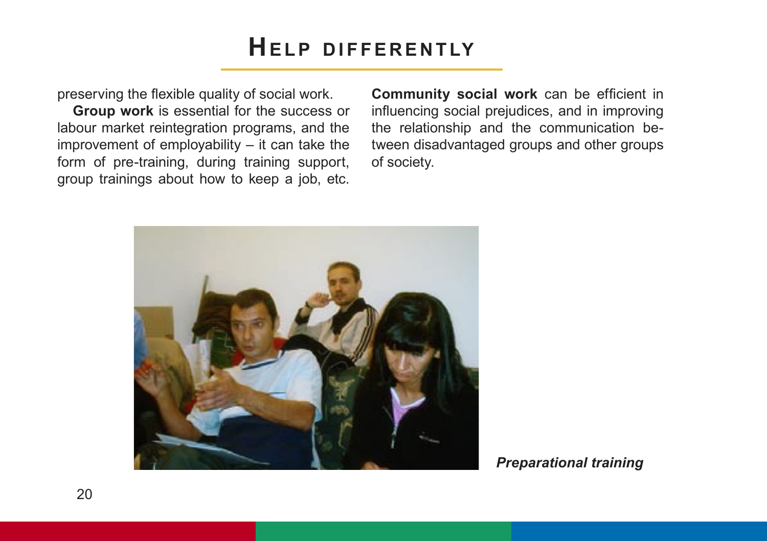preserving the flexible quality of social work.

**Group work** is essential for the success or labour market reintegration programs, and the improvement of employability – it can take the form of pre-training, during training support, group trainings about how to keep a job, etc.

**Community social work** can be efficient in influencing social prejudices, and in improving the relationship and the communication between disadvantaged groups and other groups of society.

***Preparational training***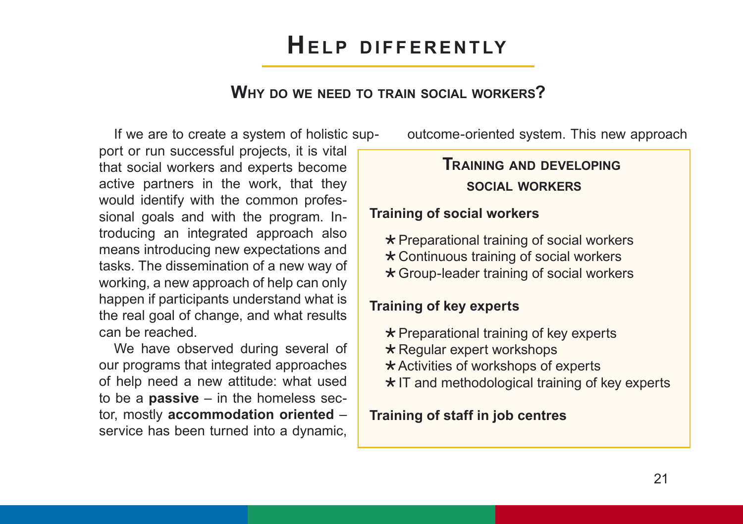# Help differently

## Why do we need to train social workers?

If we are to create a system of holistic support or run successful projects, it is vital that social workers and experts become active partners in the work, that they would identify with the common professional goals and with the program. Introducing an integrated approach also means introducing new expectations and tasks. The dissemination of a new way of working, a new approach of help can only happen if participants understand what is the real goal of change, and what results can be reached.

We have observed during several of our programs that integrated approaches of help need a new attitude: what used to be a **passive** – in the homeless sector, mostly **accommodation oriented** – service has been turned into a dynamic, outcome-oriented system. This new approach

### Training and developing social workers

**Training of social workers**

- Preparational training of social workers
- Continuous training of social workers
- Group-leader training of social workers

**Training of key experts**

- Preparational training of key experts
- Regular expert workshops
- Activities of workshops of experts
- IT and methodological training of key experts

**Training of staff in job centres**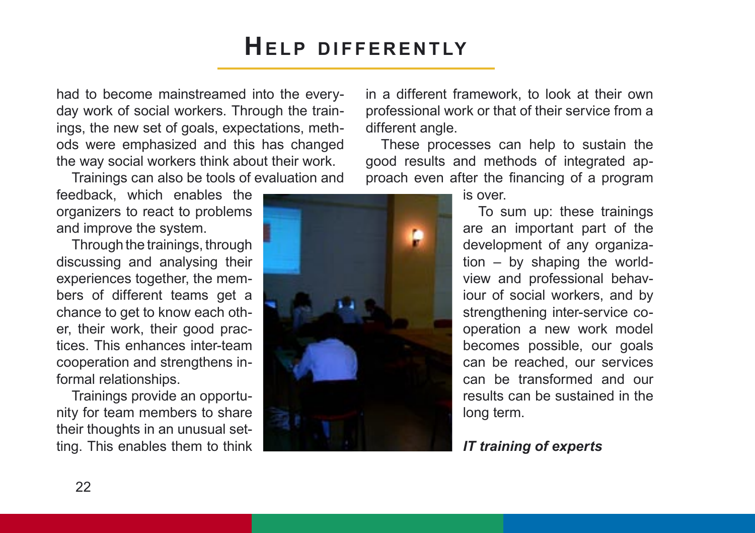had to become mainstreamed into the everyday work of social workers. Through the trainings, the new set of goals, expectations, methods were emphasized and this has changed the way social workers think about their work.

Trainings can also be tools of evaluation and feedback, which enables the organizers to react to problems and improve the system.

Through the trainings, through discussing and analysing their experiences together, the members of different teams get a chance to get to know each other, their work, their good practices. This enhances inter-team cooperation and strengthens informal relationships.

Trainings provide an opportunity for team members to share their thoughts in an unusual setting. This enables them to think in a different framework, to look at their own professional work or that of their service from a different angle.

These processes can help to sustain the good results and methods of integrated approach even after the financing of a program is over.

To sum up: these trainings are an important part of the development of any organization – by shaping the worldview and professional behaviour of social workers, and by strengthening inter-service cooperation a new work model becomes possible, our goals can be reached, our services can be transformed and our results can be sustained in the long term.

***IT training of experts***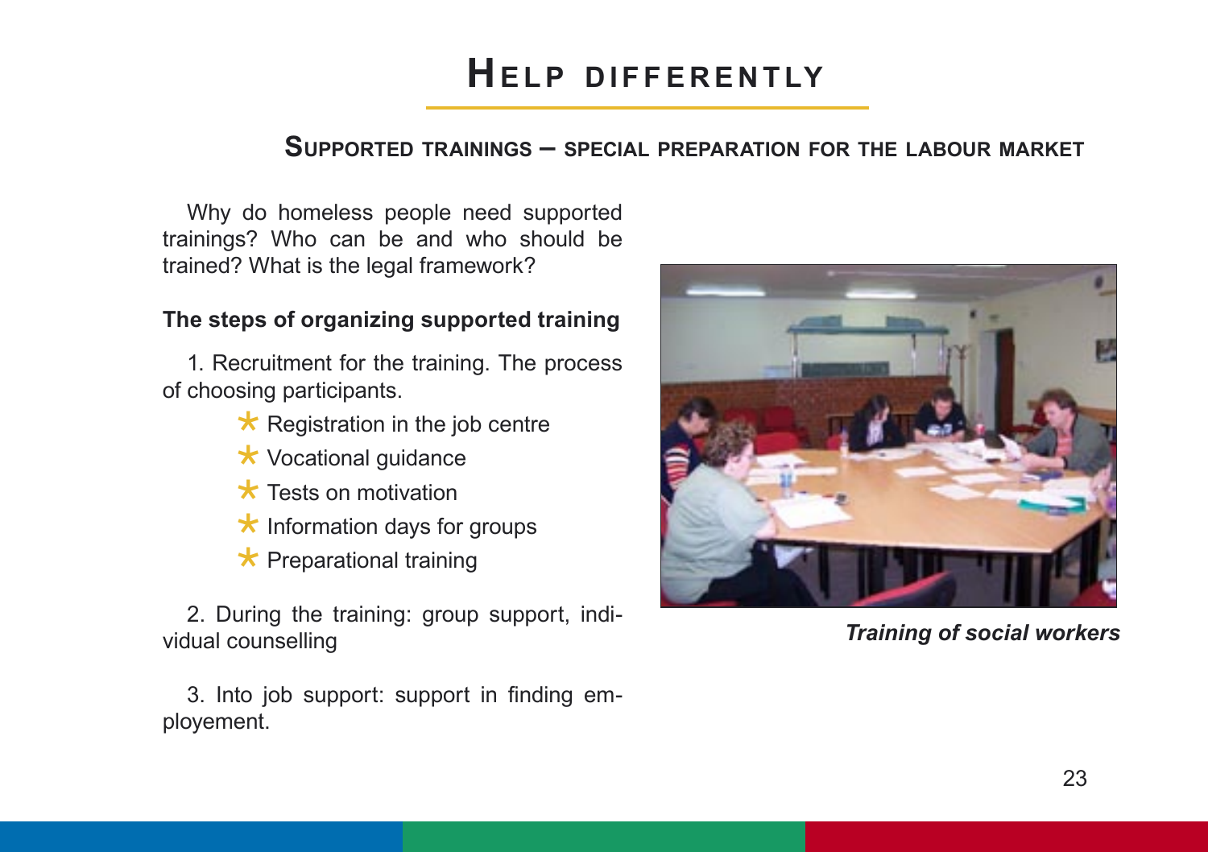# Help differently

## Supported trainings – special preparation for the labour market

Why do homeless people need supported trainings? Who can be and who should be trained? What is the legal framework?

**The steps of organizing supported training**

1. Recruitment for the training. The process of choosing participants.

- Registration in the job centre
- Vocational guidance
- Tests on motivation
- Information days for groups
- Preparational training

2. During the training: group support, individual counselling

3. Into job support: support in finding employement.

***Training of social workers***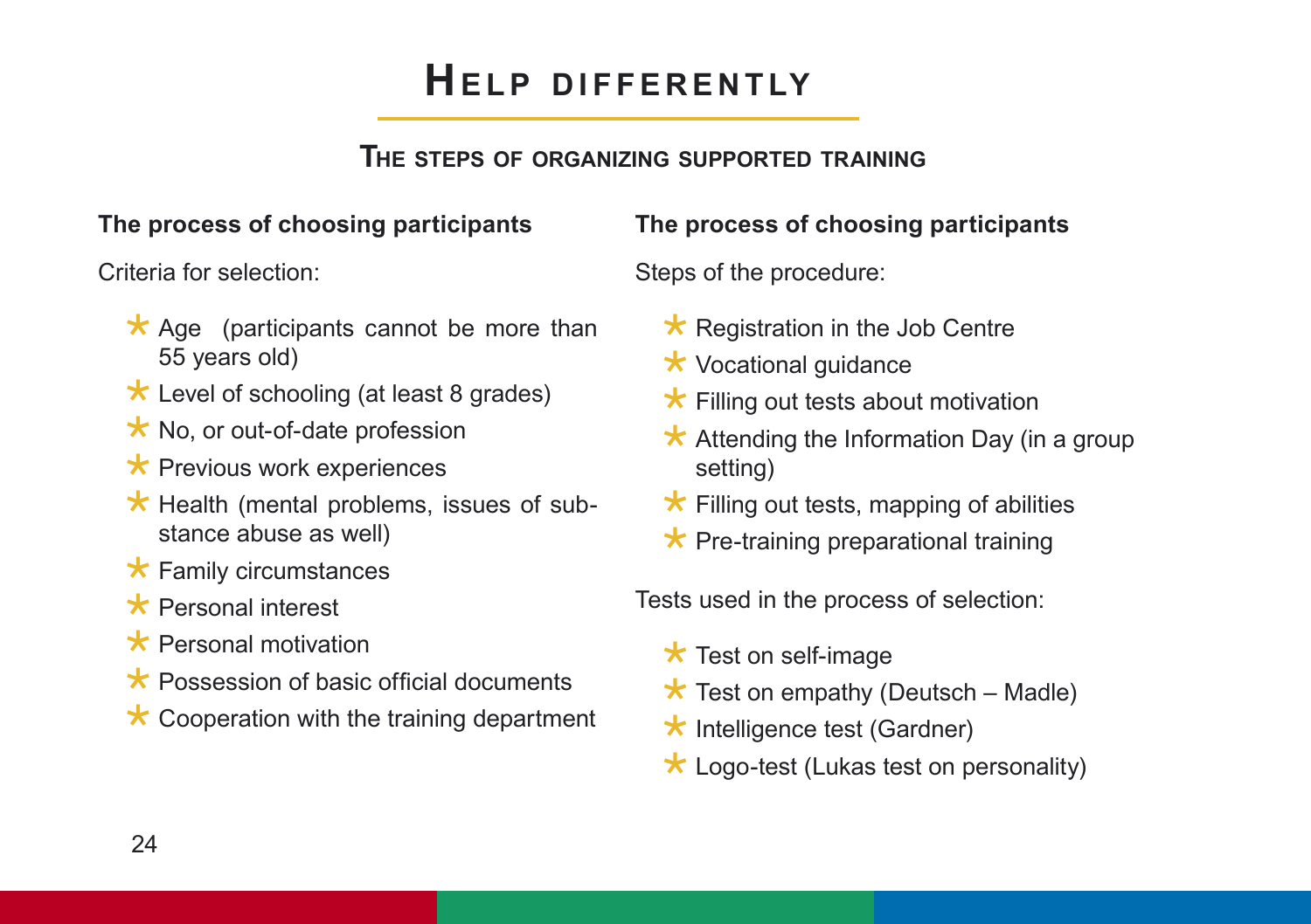# Help differently

## The steps of organizing supported training

**The process of choosing participants**

Criteria for selection:

- Age (participants cannot be more than 55 years old)
- Level of schooling (at least 8 grades)
- No, or out-of-date profession
- Previous work experiences
- Health (mental problems, issues of substance abuse as well)
- Family circumstances
- Personal interest
- Personal motivation
- Possession of basic official documents
- Cooperation with the training department

**The process of choosing participants**

Steps of the procedure:

- Registration in the Job Centre
- Vocational guidance
- Filling out tests about motivation
- Attending the Information Day (in a group setting)
- Filling out tests, mapping of abilities
- Pre-training preparational training

Tests used in the process of selection:

- Test on self-image
- Test on empathy (Deutsch – Madle)
- Intelligence test (Gardner)
- Logo-test (Lukas test on personality)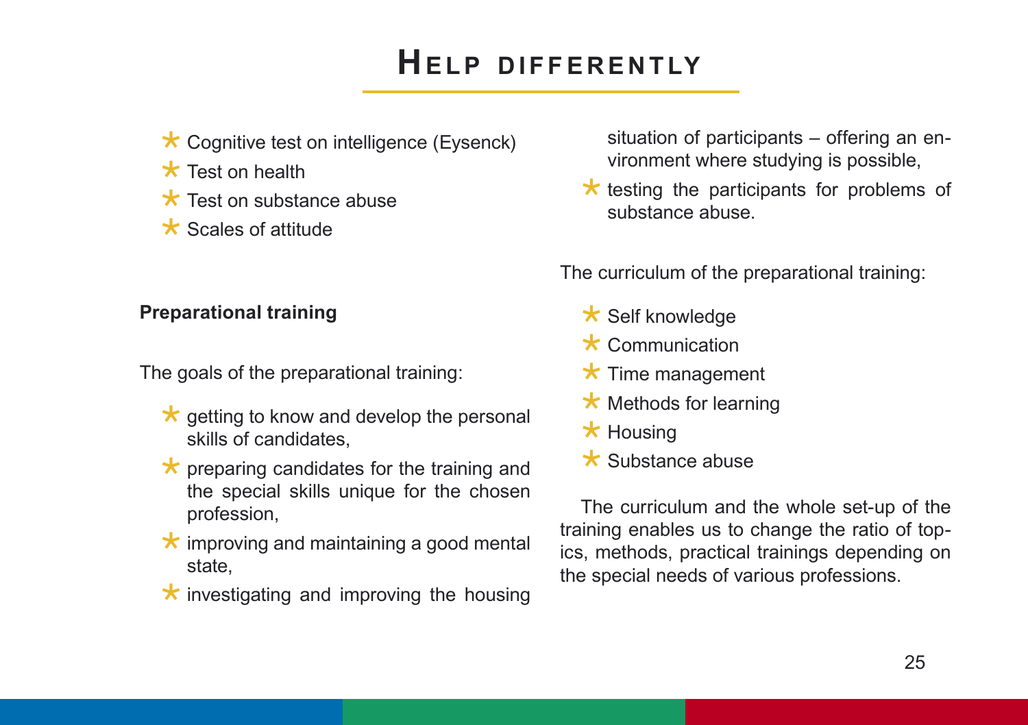# Help differently

- Cognitive test on intelligence (Eysenck)
- Test on health
- Test on substance abuse
- Scales of attitude

**Preparational training**

The goals of the preparational training:

- getting to know and develop the personal skills of candidates,
- preparing candidates for the training and the special skills unique for the chosen profession,
- improving and maintaining a good mental state,
- investigating and improving the housing situation of participants – offering an environment where studying is possible,
- testing the participants for problems of substance abuse.

The curriculum of the preparational training:

- Self knowledge
- Communication
- Time management
- Methods for learning
- Housing
- Substance abuse

The curriculum and the whole set-up of the training enables us to change the ratio of topics, methods, practical trainings depending on the special needs of various professions.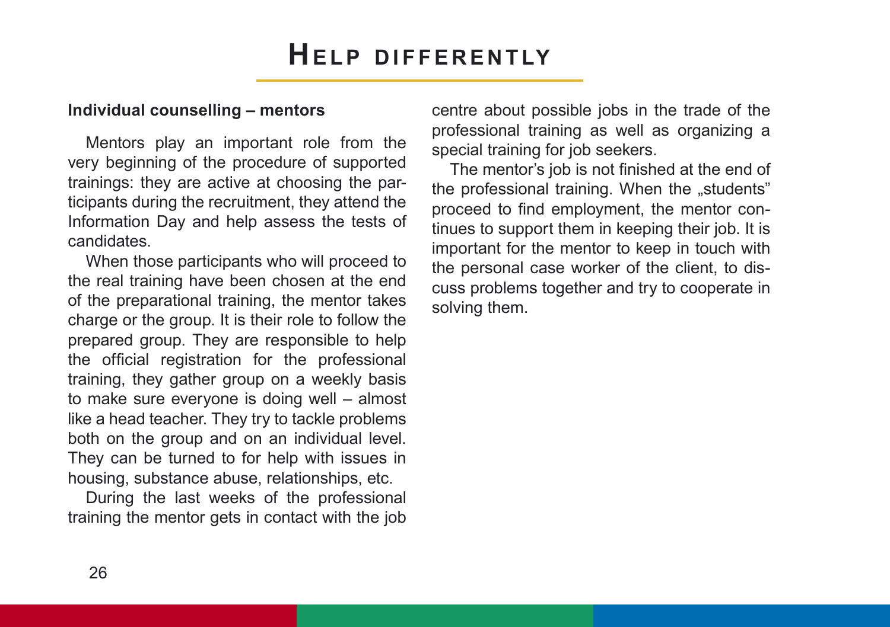# Help differently

**Individual counselling – mentors**

Mentors play an important role from the very beginning of the procedure of supported trainings: they are active at choosing the participants during the recruitment, they attend the Information Day and help assess the tests of candidates.

When those participants who will proceed to the real training have been chosen at the end of the preparational training, the mentor takes charge or the group. It is their role to follow the prepared group. They are responsible to help the official registration for the professional training, they gather group on a weekly basis to make sure everyone is doing well – almost like a head teacher. They try to tackle problems both on the group and on an individual level. They can be turned to for help with issues in housing, substance abuse, relationships, etc.

During the last weeks of the professional training the mentor gets in contact with the job centre about possible jobs in the trade of the professional training as well as organizing a special training for job seekers.

The mentor's job is not finished at the end of the professional training. When the „students" proceed to find employment, the mentor continues to support them in keeping their job. It is important for the mentor to keep in touch with the personal case worker of the client, to discuss problems together and try to cooperate in solving them.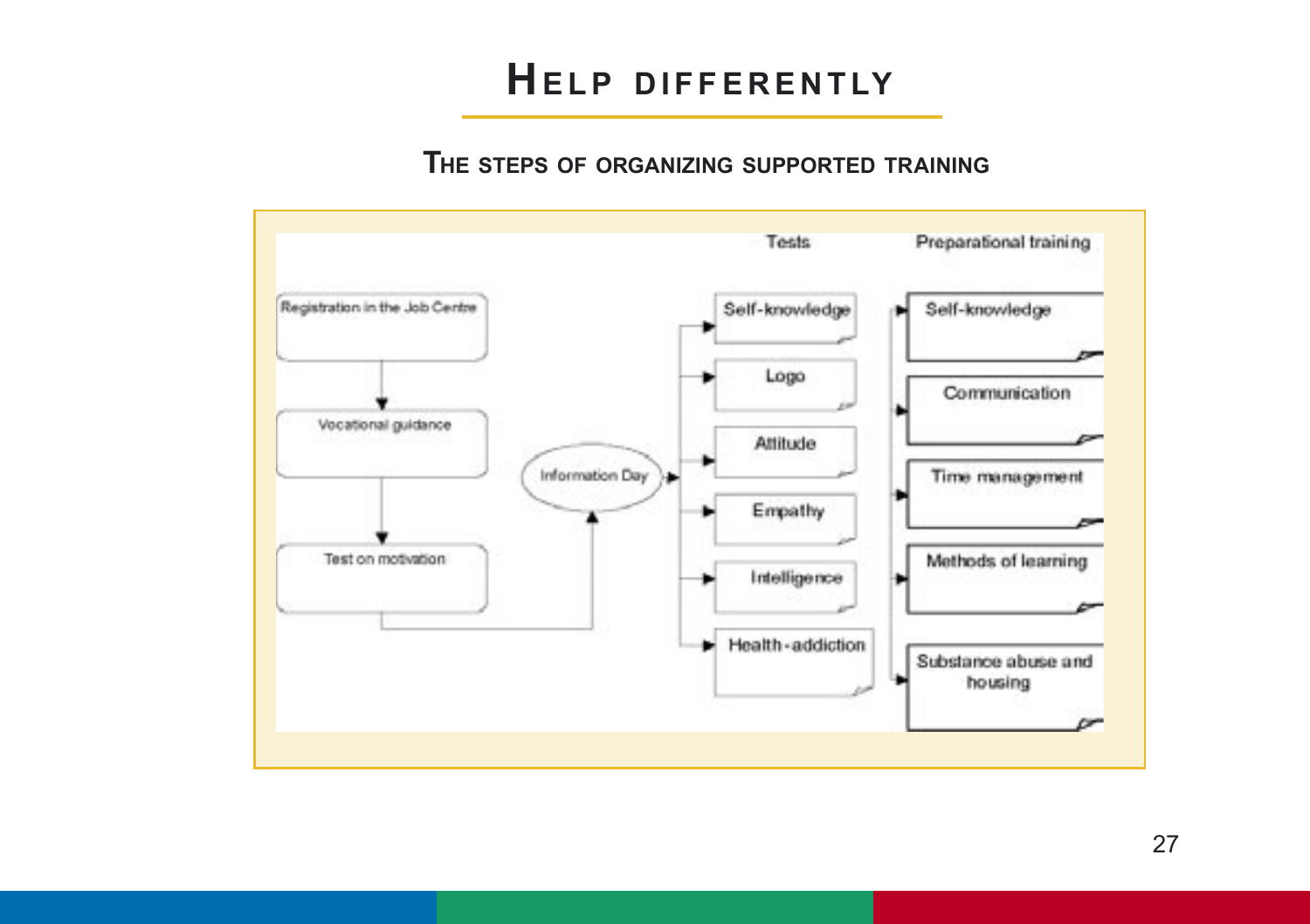# Help differently

## The steps of organizing supported training

Registration in the Job Centre

Vocational guidance

Test on motivation

Information Day

**Tests**

- Self-knowledge
- Logo
- Attitude
- Empathy
- Intelligence
- Health-addiction

**Preparational training**

- Self-knowledge
- Communication
- Time management
- Methods of learning
- Substance abuse and housing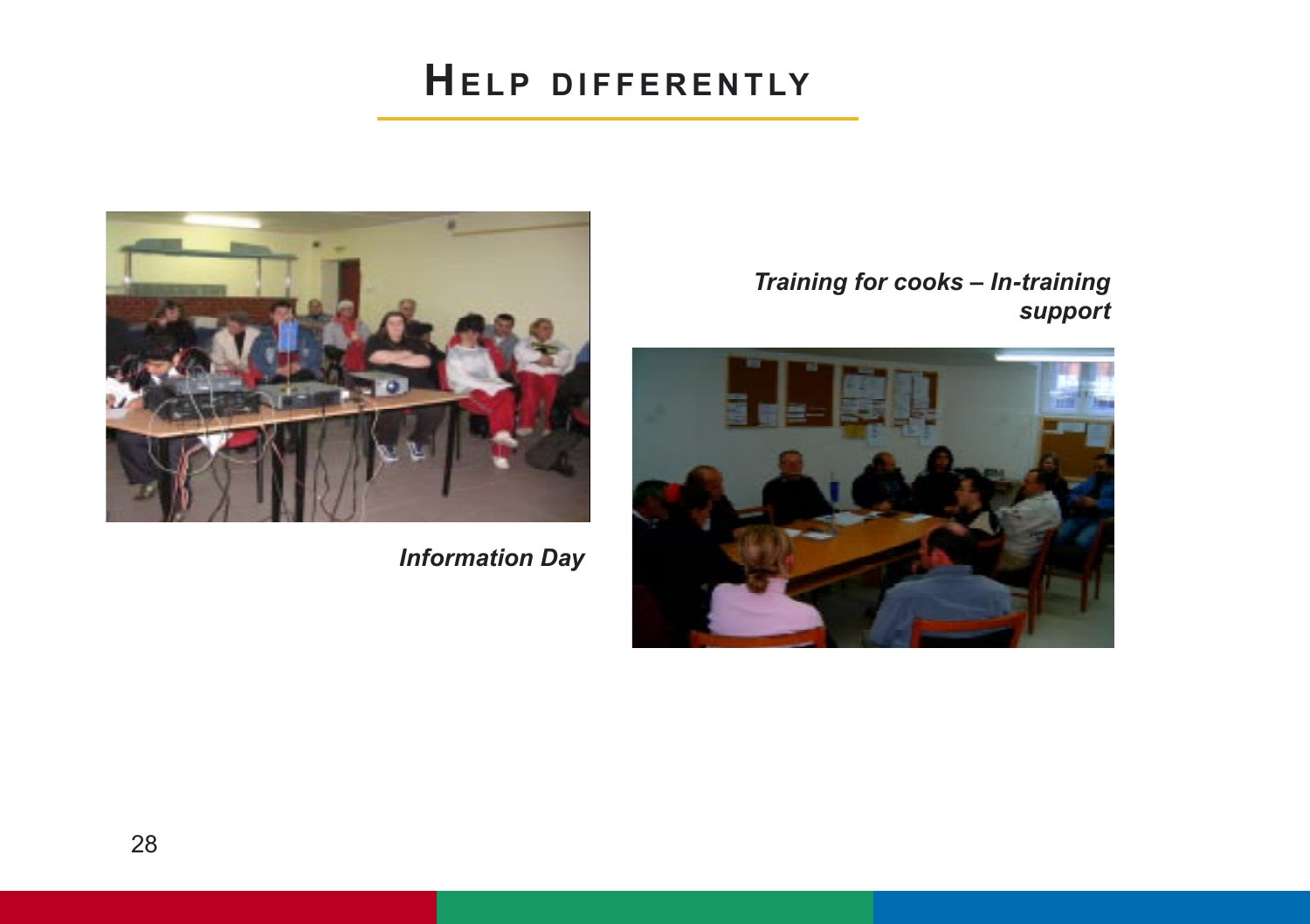# Help differently

*Information Day*

*Training for cooks – In-training support*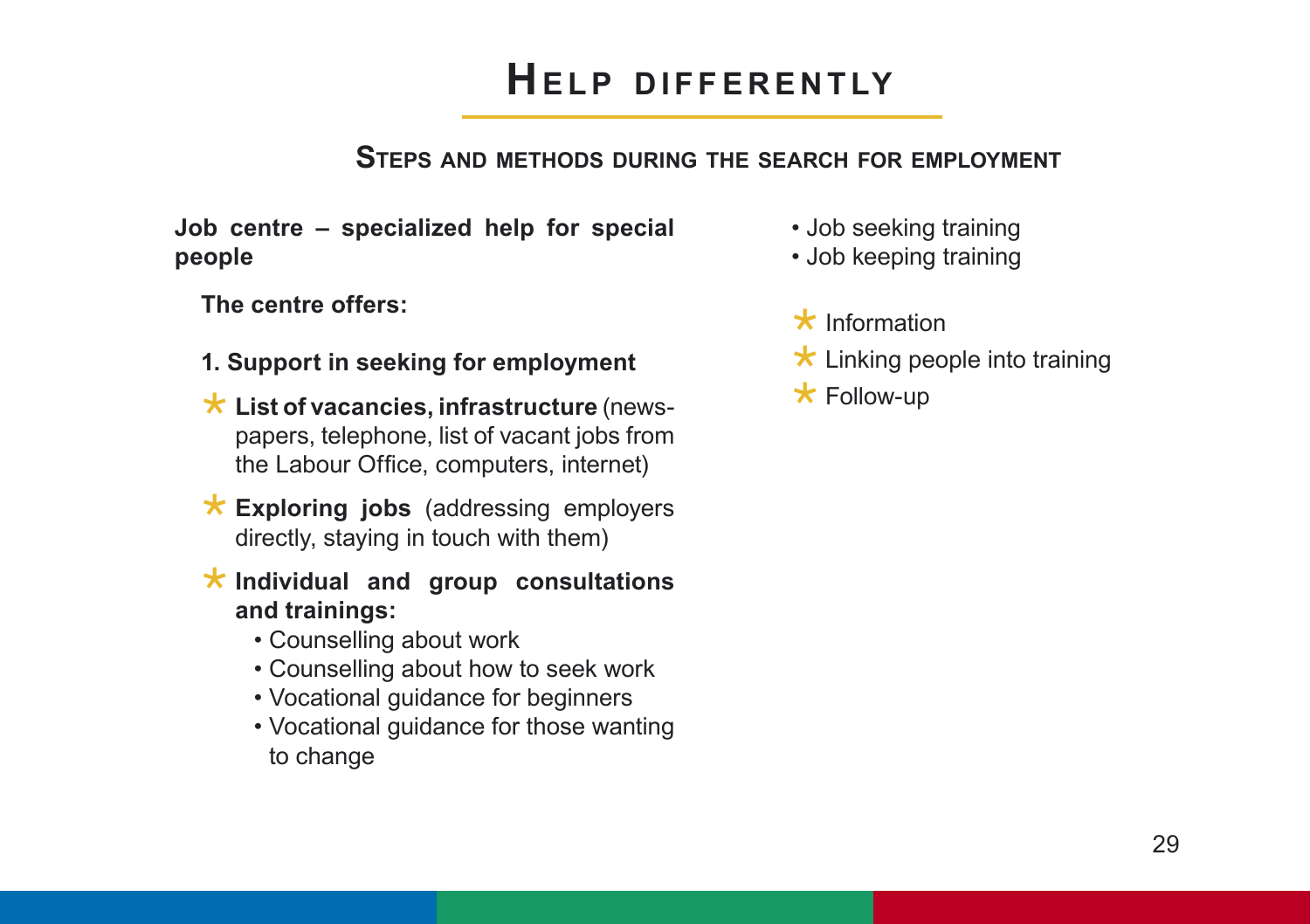# Help differently

## Steps and methods during the search for employment

**Job centre – specialized help for special people**

**The centre offers:**

**1. Support in seeking for employment**

* **List of vacancies, infrastructure** (newspapers, telephone, list of vacant jobs from the Labour Office, computers, internet)
* **Exploring jobs** (addressing employers directly, staying in touch with them)
* **Individual and group consultations and trainings:**
  - Counselling about work
  - Counselling about how to seek work
  - Vocational guidance for beginners
  - Vocational guidance for those wanting to change
  - Job seeking training
  - Job keeping training
* Information
* Linking people into training
* Follow-up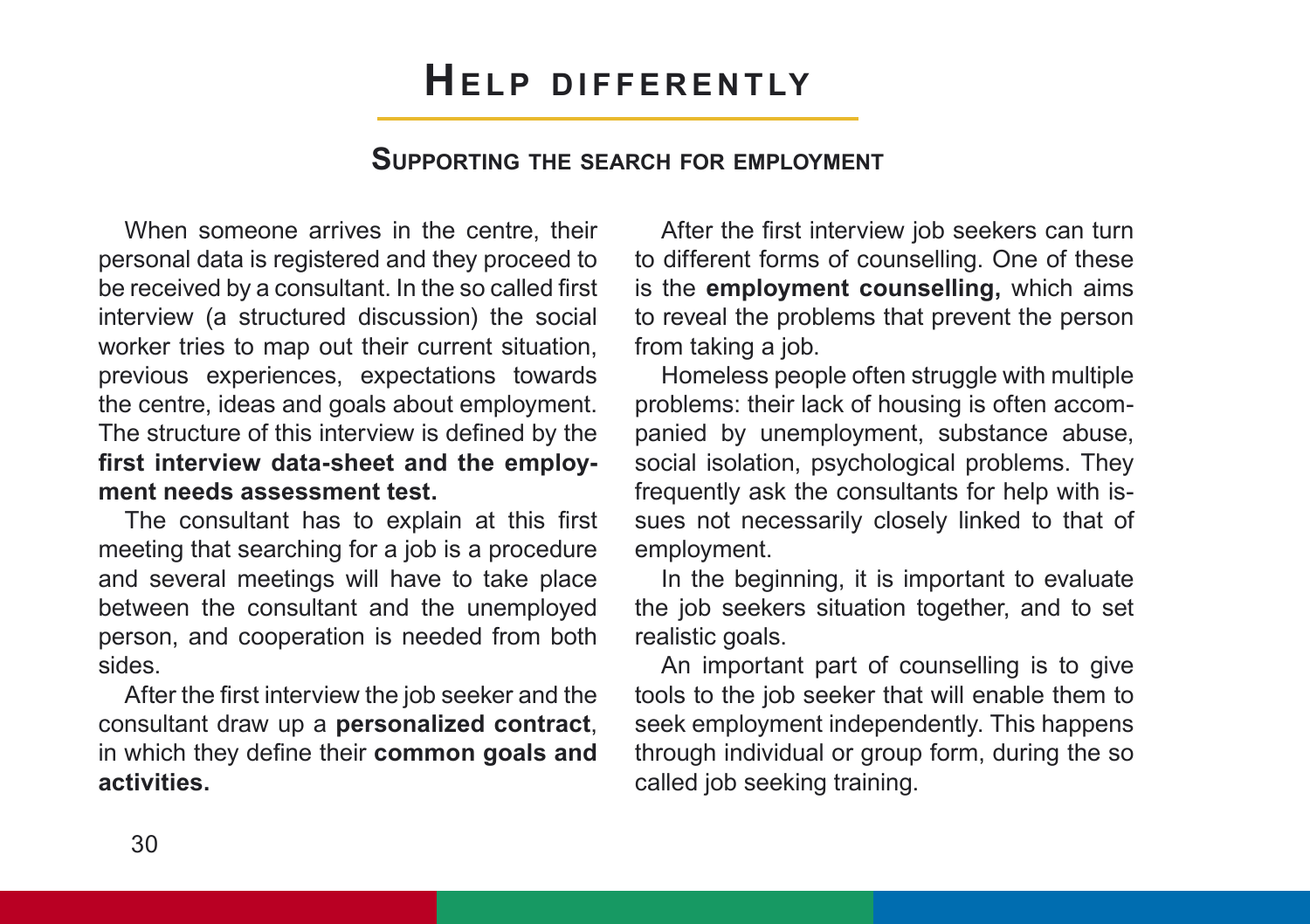# Help differently

## Supporting the search for employment

When someone arrives in the centre, their personal data is registered and they proceed to be received by a consultant. In the so called first interview (a structured discussion) the social worker tries to map out their current situation, previous experiences, expectations towards the centre, ideas and goals about employment. The structure of this interview is defined by the **first interview data-sheet and the employment needs assessment test.**

The consultant has to explain at this first meeting that searching for a job is a procedure and several meetings will have to take place between the consultant and the unemployed person, and cooperation is needed from both sides.

After the first interview the job seeker and the consultant draw up a **personalized contract**, in which they define their **common goals and activities.**

After the first interview job seekers can turn to different forms of counselling. One of these is the **employment counselling,** which aims to reveal the problems that prevent the person from taking a job.

Homeless people often struggle with multiple problems: their lack of housing is often accompanied by unemployment, substance abuse, social isolation, psychological problems. They frequently ask the consultants for help with issues not necessarily closely linked to that of employment.

In the beginning, it is important to evaluate the job seekers situation together, and to set realistic goals.

An important part of counselling is to give tools to the job seeker that will enable them to seek employment independently. This happens through individual or group form, during the so called job seeking training.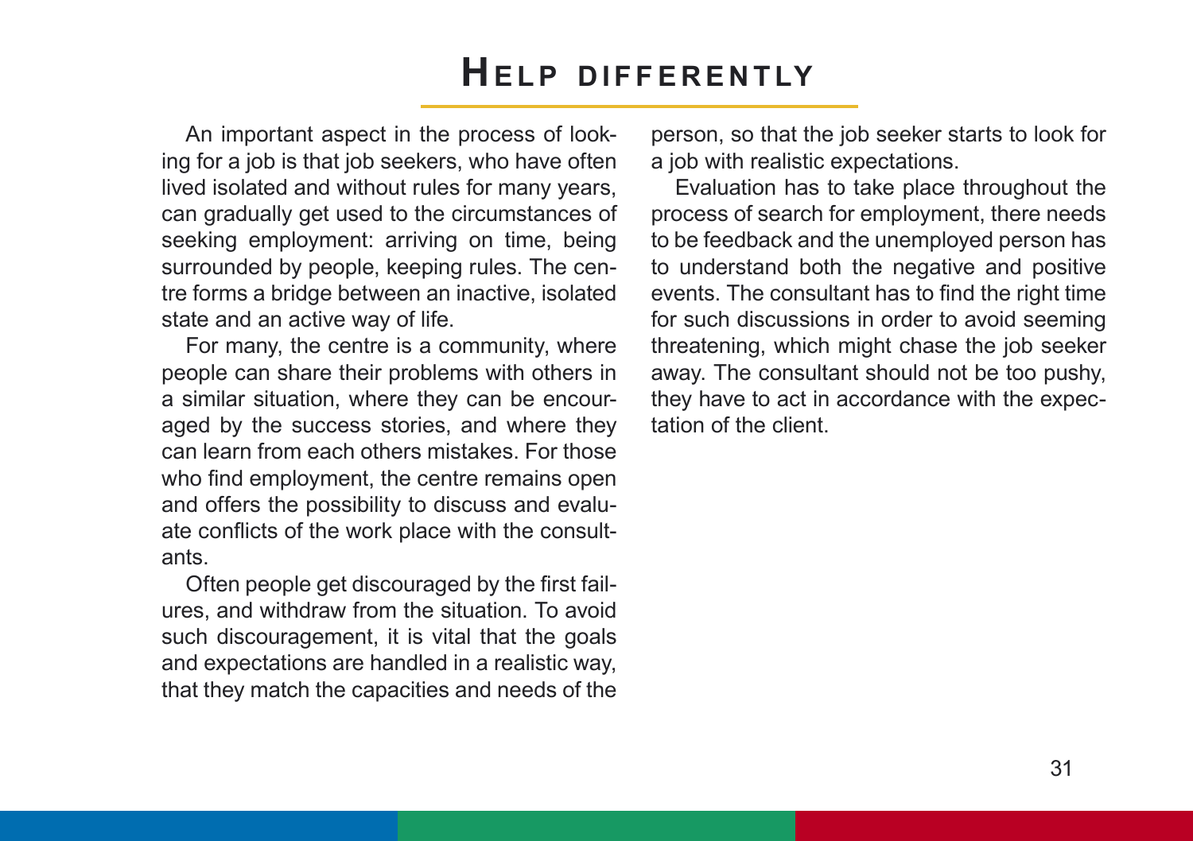# Help differently

An important aspect in the process of looking for a job is that job seekers, who have often lived isolated and without rules for many years, can gradually get used to the circumstances of seeking employment: arriving on time, being surrounded by people, keeping rules. The centre forms a bridge between an inactive, isolated state and an active way of life.

For many, the centre is a community, where people can share their problems with others in a similar situation, where they can be encouraged by the success stories, and where they can learn from each others mistakes. For those who find employment, the centre remains open and offers the possibility to discuss and evaluate conflicts of the work place with the consultants.

Often people get discouraged by the first failures, and withdraw from the situation. To avoid such discouragement, it is vital that the goals and expectations are handled in a realistic way, that they match the capacities and needs of the person, so that the job seeker starts to look for a job with realistic expectations.

Evaluation has to take place throughout the process of search for employment, there needs to be feedback and the unemployed person has to understand both the negative and positive events. The consultant has to find the right time for such discussions in order to avoid seeming threatening, which might chase the job seeker away. The consultant should not be too pushy, they have to act in accordance with the expectation of the client.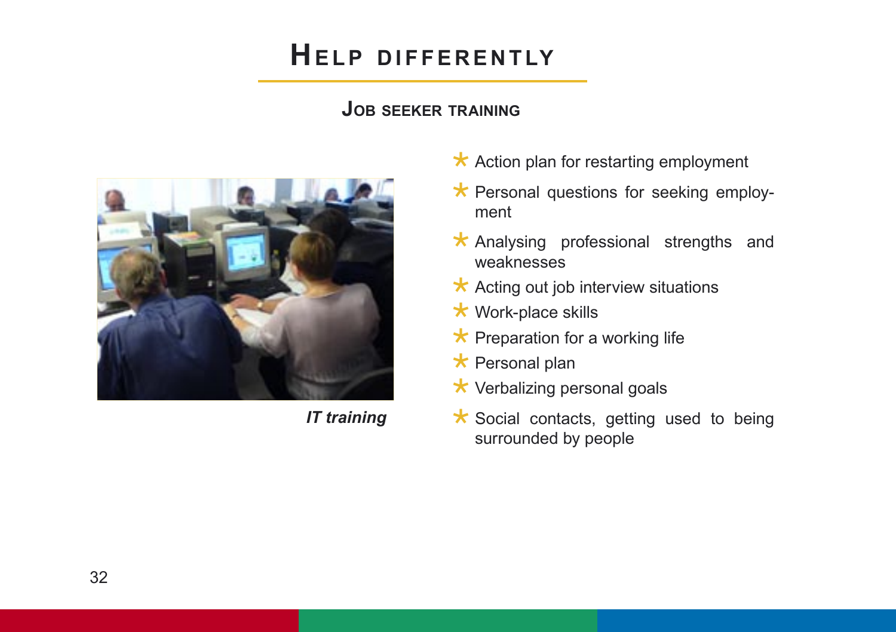# Help differently

## Job seeker training

*IT training*

- Action plan for restarting employment
- Personal questions for seeking employment
- Analysing professional strengths and weaknesses
- Acting out job interview situations
- Work-place skills
- Preparation for a working life
- Personal plan
- Verbalizing personal goals
- Social contacts, getting used to being surrounded by people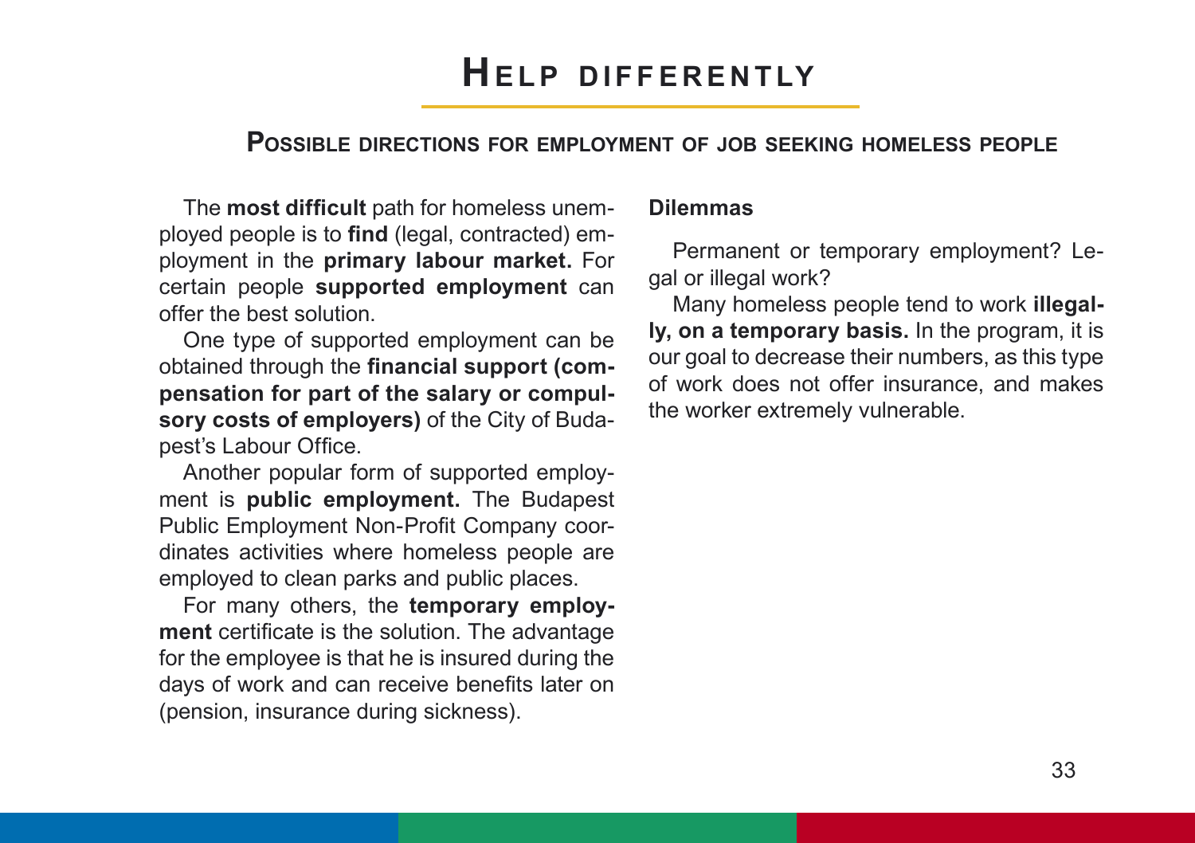# Help differently

## Possible directions for employment of job seeking homeless people

The **most difficult** path for homeless unemployed people is to **find** (legal, contracted) employment in the **primary labour market.** For certain people **supported employment** can offer the best solution.

One type of supported employment can be obtained through the **financial support (compensation for part of the salary or compulsory costs of employers)** of the City of Budapest's Labour Office.

Another popular form of supported employment is **public employment.** The Budapest Public Employment Non-Profit Company coordinates activities where homeless people are employed to clean parks and public places.

For many others, the **temporary employment** certificate is the solution. The advantage for the employee is that he is insured during the days of work and can receive benefits later on (pension, insurance during sickness).

**Dilemmas**

Permanent or temporary employment? Legal or illegal work?

Many homeless people tend to work **illegally, on a temporary basis.** In the program, it is our goal to decrease their numbers, as this type of work does not offer insurance, and makes the worker extremely vulnerable.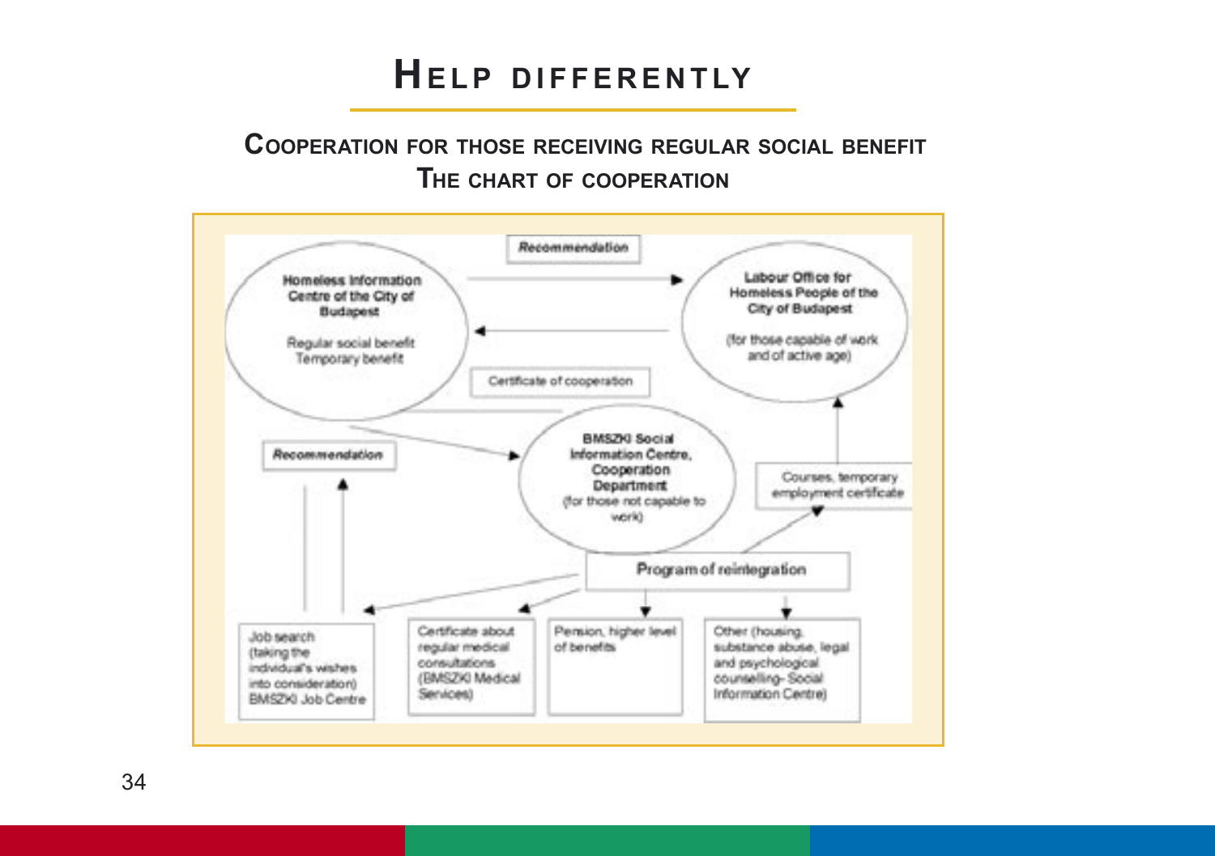# Help differently

## Cooperation for those receiving regular social benefit

### The chart of cooperation

Recommendation

Homeless Information Centre of the City of Budapest

Regular social benefit
Temporary benefit

Labour Office for Homeless People of the City of Budapest

(for those capable of work and of active age)

Certificate of cooperation

Recommendation

BMSZKI Social Information Centre, Cooperation Department
(for those not capable to work)

Courses, temporary employment certificate

Program of reintegration

Job search (taking the individual's wishes into consideration) BMSZKI Job Centre

Certificate about regular medical consultations (BMSZKI Medical Services)

Pension, higher level of benefits

Other (housing, substance abuse, legal and psychological counselling- Social Information Centre)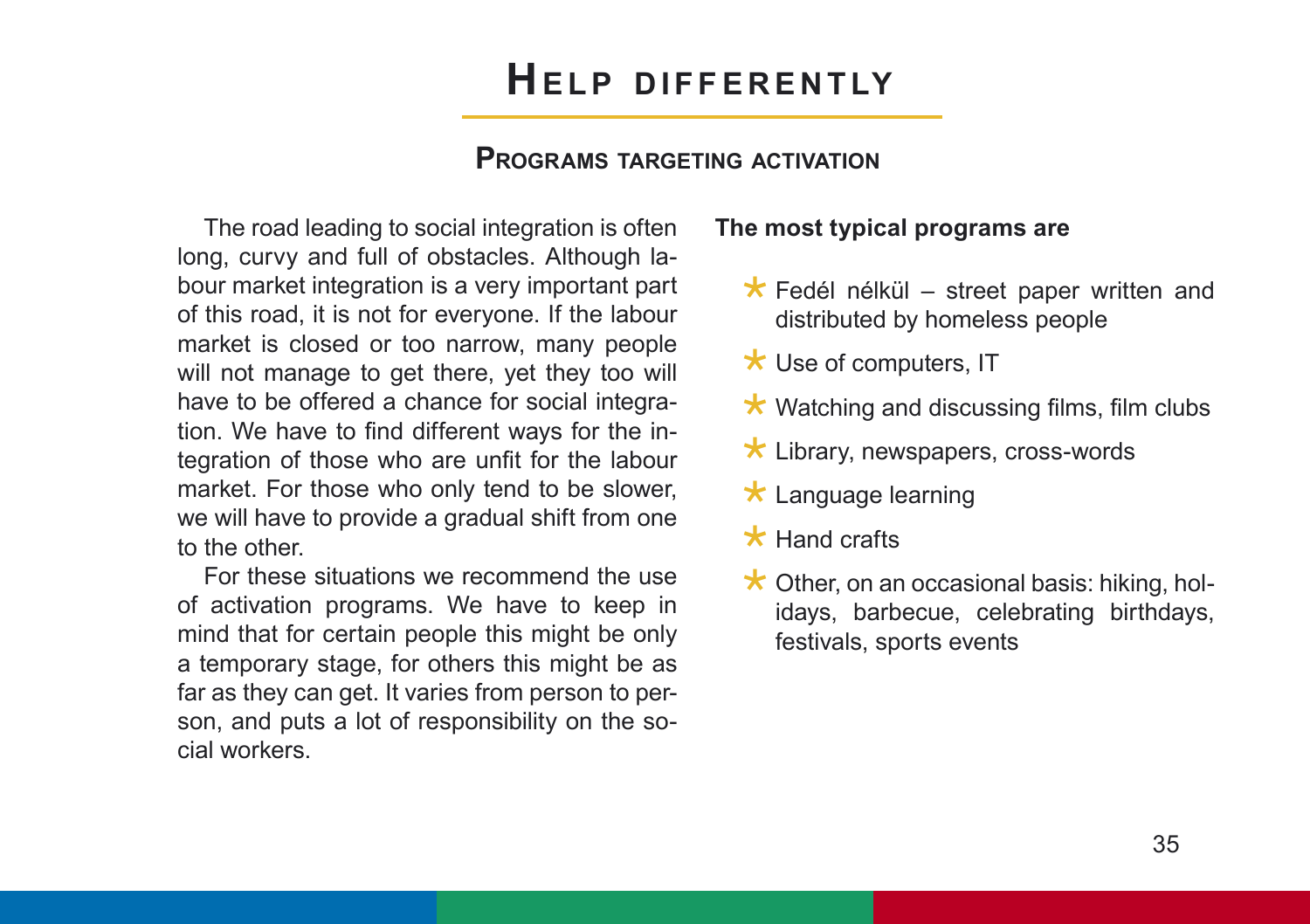# Help differently

## Programs targeting activation

The road leading to social integration is often long, curvy and full of obstacles. Although labour market integration is a very important part of this road, it is not for everyone. If the labour market is closed or too narrow, many people will not manage to get there, yet they too will have to be offered a chance for social integration. We have to find different ways for the integration of those who are unfit for the labour market. For those who only tend to be slower, we will have to provide a gradual shift from one to the other.

For these situations we recommend the use of activation programs. We have to keep in mind that for certain people this might be only a temporary stage, for others this might be as far as they can get. It varies from person to person, and puts a lot of responsibility on the social workers.

**The most typical programs are**

- Fedél nélkül – street paper written and distributed by homeless people
- Use of computers, IT
- Watching and discussing films, film clubs
- Library, newspapers, cross-words
- Language learning
- Hand crafts
- Other, on an occasional basis: hiking, holidays, barbecue, celebrating birthdays, festivals, sports events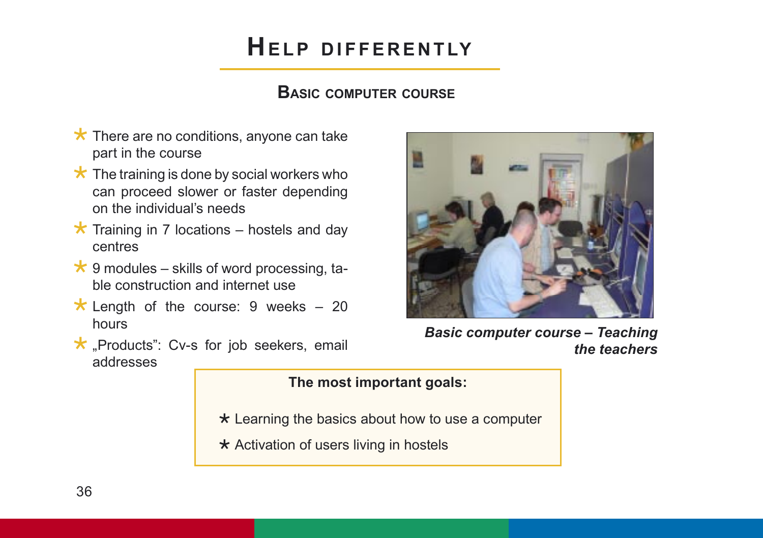# Help differently

## Basic computer course

- There are no conditions, anyone can take part in the course
- The training is done by social workers who can proceed slower or faster depending on the individual's needs
- Training in 7 locations – hostels and day centres
- 9 modules – skills of word processing, table construction and internet use
- Length of the course: 9 weeks – 20 hours
- „Products": Cv-s for job seekers, email addresses

***Basic computer course – Teaching the teachers***

**The most important goals:**

- Learning the basics about how to use a computer
- Activation of users living in hostels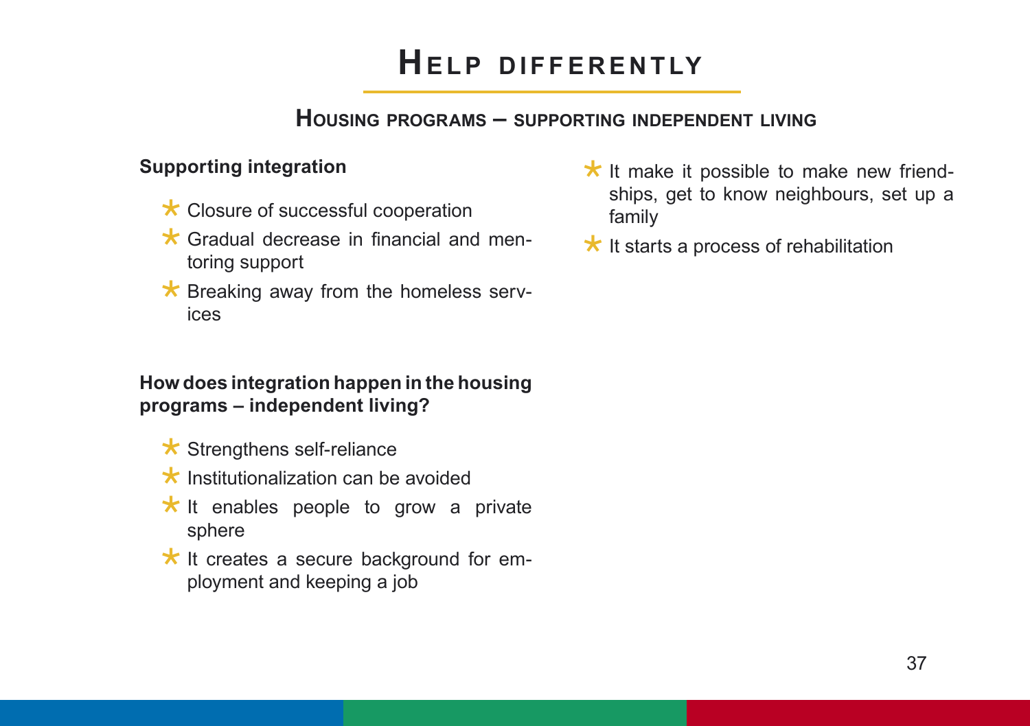# Help differently

## Housing programs – supporting independent living

**Supporting integration**

- Closure of successful cooperation
- Gradual decrease in financial and mentoring support
- Breaking away from the homeless services

**How does integration happen in the housing programs – independent living?**

- Strengthens self-reliance
- Institutionalization can be avoided
- It enables people to grow a private sphere
- It creates a secure background for employment and keeping a job
- It make it possible to make new friendships, get to know neighbours, set up a family
- It starts a process of rehabilitation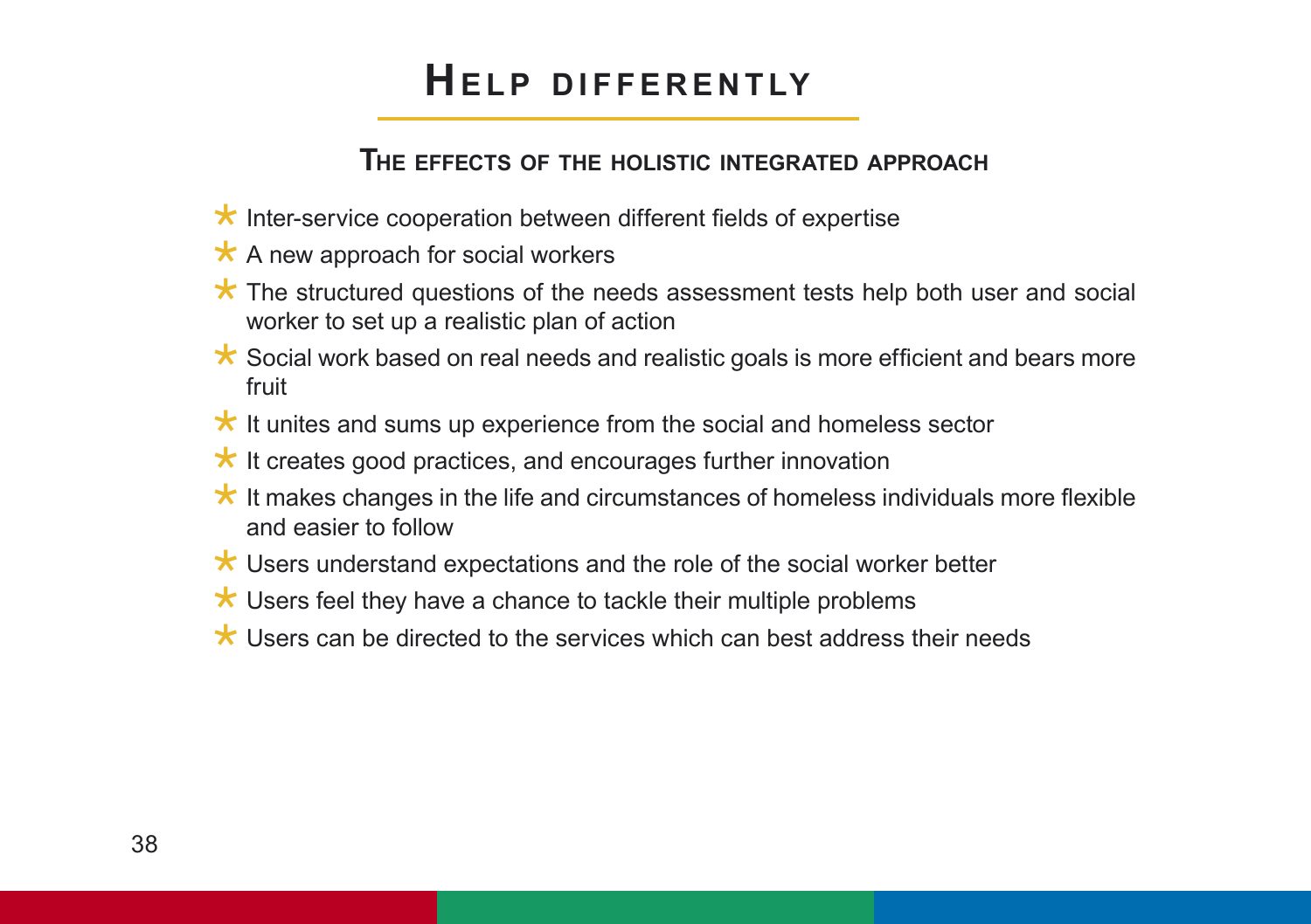# Help differently

## The effects of the holistic integrated approach

- Inter-service cooperation between different fields of expertise
- A new approach for social workers
- The structured questions of the needs assessment tests help both user and social worker to set up a realistic plan of action
- Social work based on real needs and realistic goals is more efficient and bears more fruit
- It unites and sums up experience from the social and homeless sector
- It creates good practices, and encourages further innovation
- It makes changes in the life and circumstances of homeless individuals more flexible and easier to follow
- Users understand expectations and the role of the social worker better
- Users feel they have a chance to tackle their multiple problems
- Users can be directed to the services which can best address their needs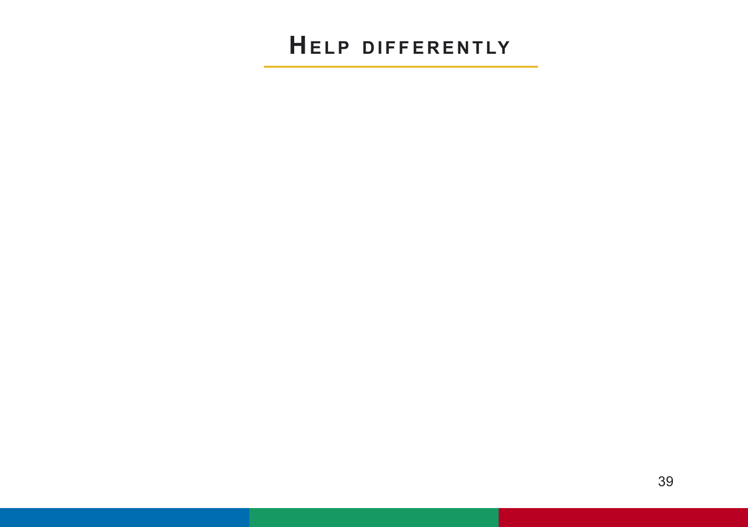# Help differently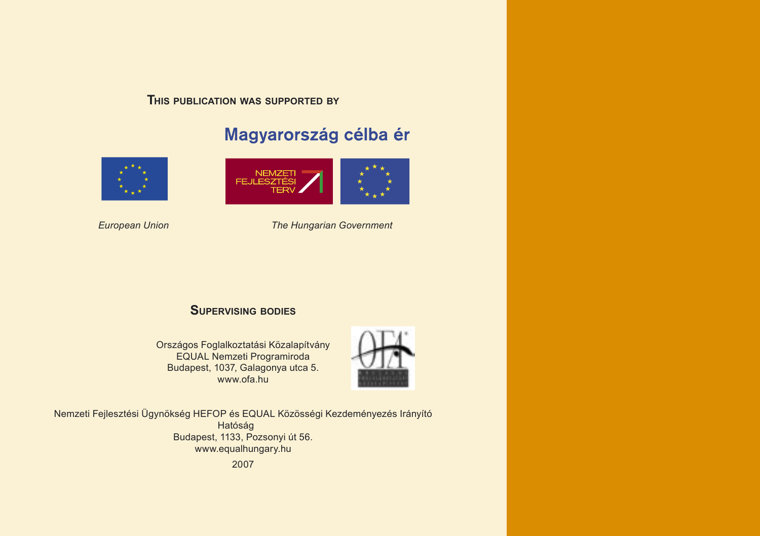### This publication was supported by

Magyarország célba ér

NEMZETI FEJLESZTÉSI TERV

*European Union*

*The Hungarian Government*

### Supervising bodies

Országos Foglalkoztatási Közalapítvány
EQUAL Nemzeti Programiroda
Budapest, 1037, Galagonya utca 5.
www.ofa.hu

Nemzeti Fejlesztési Ügynökség HEFOP és EQUAL Közösségi Kezdeményezés Irányító Hatóság
Budapest, 1133, Pozsonyi út 56.
www.equalhungary.hu

2007